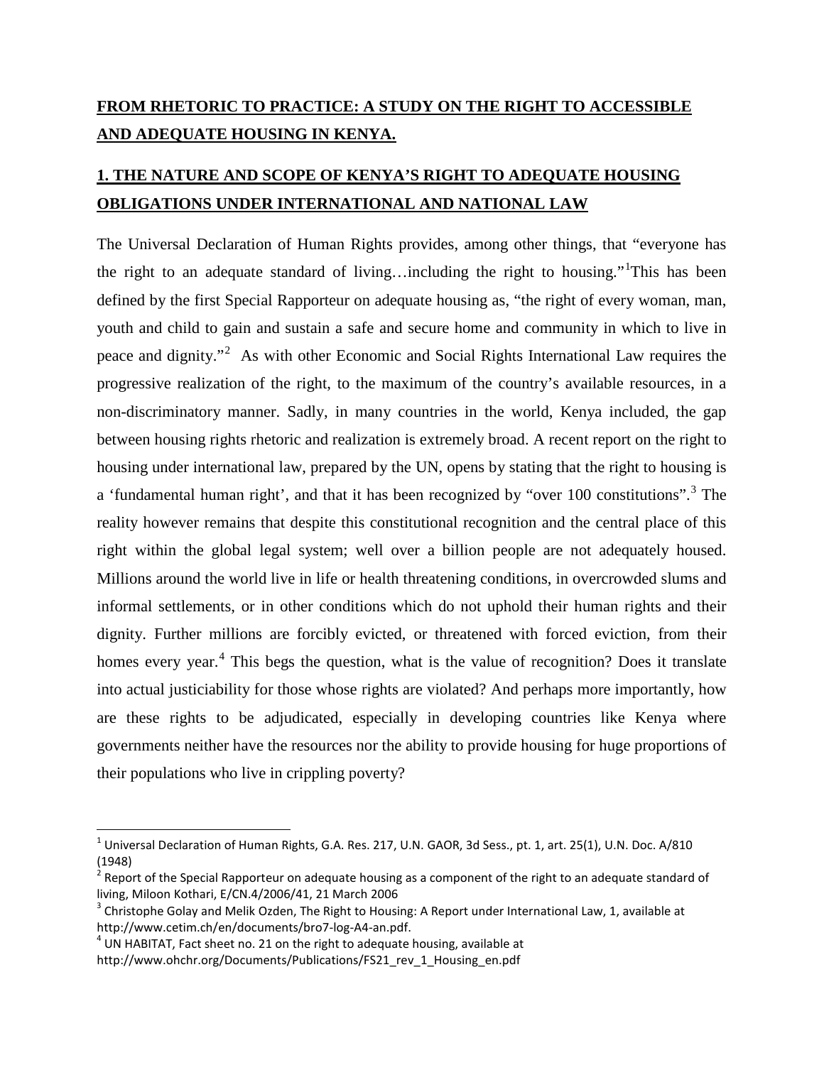# FROM RHETORIC TO PRACTICE: A STUDY ON THE RIGHT TO ACCESSIBLE AND ADEQUATE HOUSING IN KENYA.

## 1. THE NATURE AND SCOPE OF KENYA'S RIGHT TO ADEQUATE HOUSING OBLIGATIONS UNDER INTERNATIONAL AND NATIONAL LAW

The Universal Declaration of Human Rights provides, among other things, that "everyone has the right to an adequate standard of living…including the right to housing."[1]This has been defined by the first Special Rapporteur on adequate housing as, "the right of every woman, man, youth and child to gain and sustain a safe and secure home and community in which to live in peace and dignity."[2] As with other Economic and Social Rights International Law requires the progressive realization of the right, to the maximum of the country's available resources, in a non-discriminatory manner. Sadly, in many countries in the world, Kenya included, the gap between housing rights rhetoric and realization is extremely broad. A recent report on the right to housing under international law, prepared by the UN, opens by stating that the right to housing is a 'fundamental human right', and that it has been recognized by "over 100 constitutions".[3] The reality however remains that despite this constitutional recognition and the central place of this right within the global legal system; well over a billion people are not adequately housed. Millions around the world live in life or health threatening conditions, in overcrowded slums and informal settlements, or in other conditions which do not uphold their human rights and their dignity. Further millions are forcibly evicted, or threatened with forced eviction, from their homes every year.[4] This begs the question, what is the value of recognition? Does it translate into actual justiciability for those whose rights are violated? And perhaps more importantly, how are these rights to be adjudicated, especially in developing countries like Kenya where governments neither have the resources nor the ability to provide housing for huge proportions of their populations who live in crippling poverty?

---

[1] Universal Declaration of Human Rights, G.A. Res. 217, U.N. GAOR, 3d Sess., pt. 1, art. 25(1), U.N. Doc. A/810 (1948)

[2] Report of the Special Rapporteur on adequate housing as a component of the right to an adequate standard of living, Miloon Kothari, E/CN.4/2006/41, 21 March 2006

[3] Christophe Golay and Melik Ozden, The Right to Housing: A Report under International Law, 1, available at http://www.cetim.ch/en/documents/bro7-log-A4-an.pdf.

[4] UN HABITAT, Fact sheet no. 21 on the right to adequate housing, available at http://www.ohchr.org/Documents/Publications/FS21_rev_1_Housing_en.pdf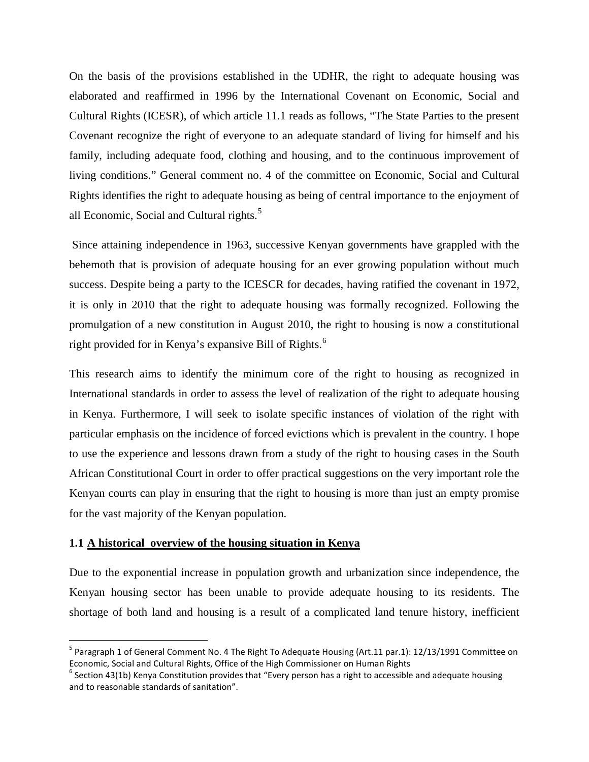On the basis of the provisions established in the UDHR, the right to adequate housing was elaborated and reaffirmed in 1996 by the International Covenant on Economic, Social and Cultural Rights (ICESR), of which article 11.1 reads as follows, "The State Parties to the present Covenant recognize the right of everyone to an adequate standard of living for himself and his family, including adequate food, clothing and housing, and to the continuous improvement of living conditions." General comment no. 4 of the committee on Economic, Social and Cultural Rights identifies the right to adequate housing as being of central importance to the enjoyment of all Economic, Social and Cultural rights.[5]

Since attaining independence in 1963, successive Kenyan governments have grappled with the behemoth that is provision of adequate housing for an ever growing population without much success. Despite being a party to the ICESCR for decades, having ratified the covenant in 1972, it is only in 2010 that the right to adequate housing was formally recognized. Following the promulgation of a new constitution in August 2010, the right to housing is now a constitutional right provided for in Kenya's expansive Bill of Rights.[6]

This research aims to identify the minimum core of the right to housing as recognized in International standards in order to assess the level of realization of the right to adequate housing in Kenya. Furthermore, I will seek to isolate specific instances of violation of the right with particular emphasis on the incidence of forced evictions which is prevalent in the country. I hope to use the experience and lessons drawn from a study of the right to housing cases in the South African Constitutional Court in order to offer practical suggestions on the very important role the Kenyan courts can play in ensuring that the right to housing is more than just an empty promise for the vast majority of the Kenyan population.

### 1.1 A historical overview of the housing situation in Kenya

Due to the exponential increase in population growth and urbanization since independence, the Kenyan housing sector has been unable to provide adequate housing to its residents. The shortage of both land and housing is a result of a complicated land tenure history, inefficient

---

[5] Paragraph 1 of General Comment No. 4 The Right To Adequate Housing (Art.11 par.1): 12/13/1991 Committee on Economic, Social and Cultural Rights, Office of the High Commissioner on Human Rights

[6] Section 43(1b) Kenya Constitution provides that "Every person has a right to accessible and adequate housing and to reasonable standards of sanitation".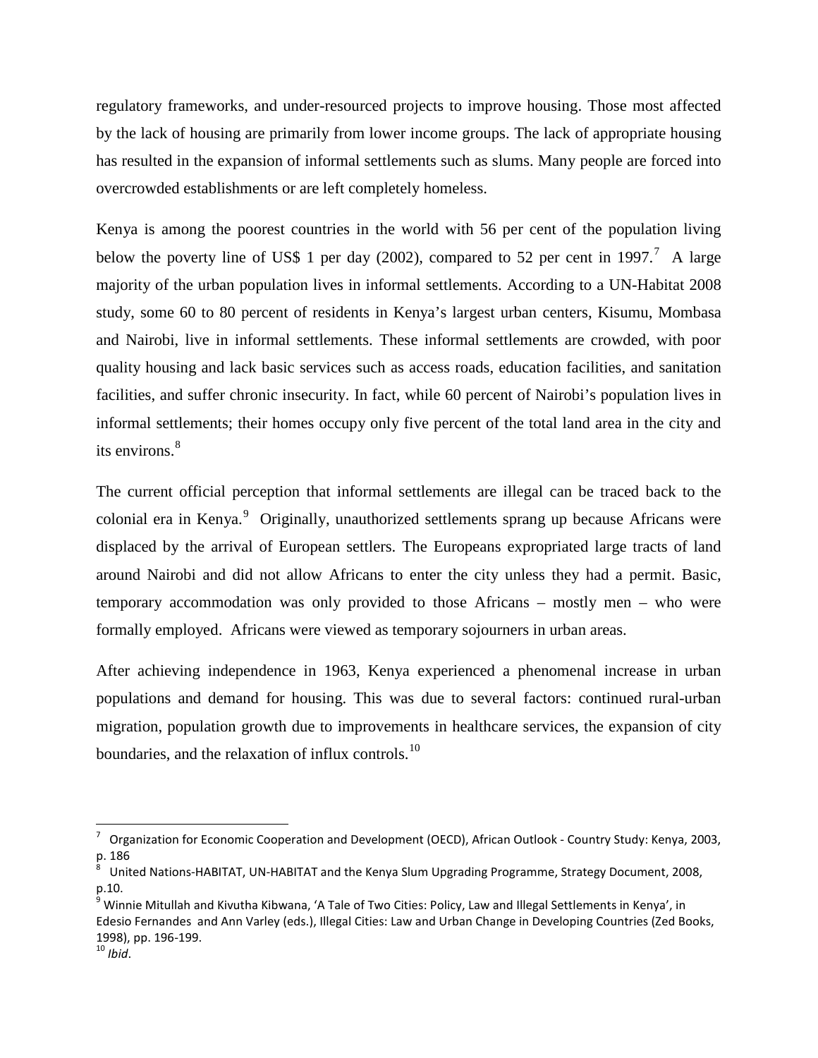regulatory frameworks, and under-resourced projects to improve housing. Those most affected by the lack of housing are primarily from lower income groups. The lack of appropriate housing has resulted in the expansion of informal settlements such as slums. Many people are forced into overcrowded establishments or are left completely homeless.

Kenya is among the poorest countries in the world with 56 per cent of the population living below the poverty line of US$ 1 per day (2002), compared to 52 per cent in 1997.[7] A large majority of the urban population lives in informal settlements. According to a UN-Habitat 2008 study, some 60 to 80 percent of residents in Kenya's largest urban centers, Kisumu, Mombasa and Nairobi, live in informal settlements. These informal settlements are crowded, with poor quality housing and lack basic services such as access roads, education facilities, and sanitation facilities, and suffer chronic insecurity. In fact, while 60 percent of Nairobi's population lives in informal settlements; their homes occupy only five percent of the total land area in the city and its environs.[8]

The current official perception that informal settlements are illegal can be traced back to the colonial era in Kenya.[9] Originally, unauthorized settlements sprang up because Africans were displaced by the arrival of European settlers. The Europeans expropriated large tracts of land around Nairobi and did not allow Africans to enter the city unless they had a permit. Basic, temporary accommodation was only provided to those Africans – mostly men – who were formally employed. Africans were viewed as temporary sojourners in urban areas.

After achieving independence in 1963, Kenya experienced a phenomenal increase in urban populations and demand for housing. This was due to several factors: continued rural-urban migration, population growth due to improvements in healthcare services, the expansion of city boundaries, and the relaxation of influx controls.[10]

---

[7] Organization for Economic Cooperation and Development (OECD), African Outlook - Country Study: Kenya, 2003, p. 186

[8] United Nations-HABITAT, UN-HABITAT and the Kenya Slum Upgrading Programme, Strategy Document, 2008, p.10.

[9] Winnie Mitullah and Kivutha Kibwana, 'A Tale of Two Cities: Policy, Law and Illegal Settlements in Kenya', in Edesio Fernandes and Ann Varley (eds.), Illegal Cities: Law and Urban Change in Developing Countries (Zed Books, 1998), pp. 196-199.

[10] *Ibid*.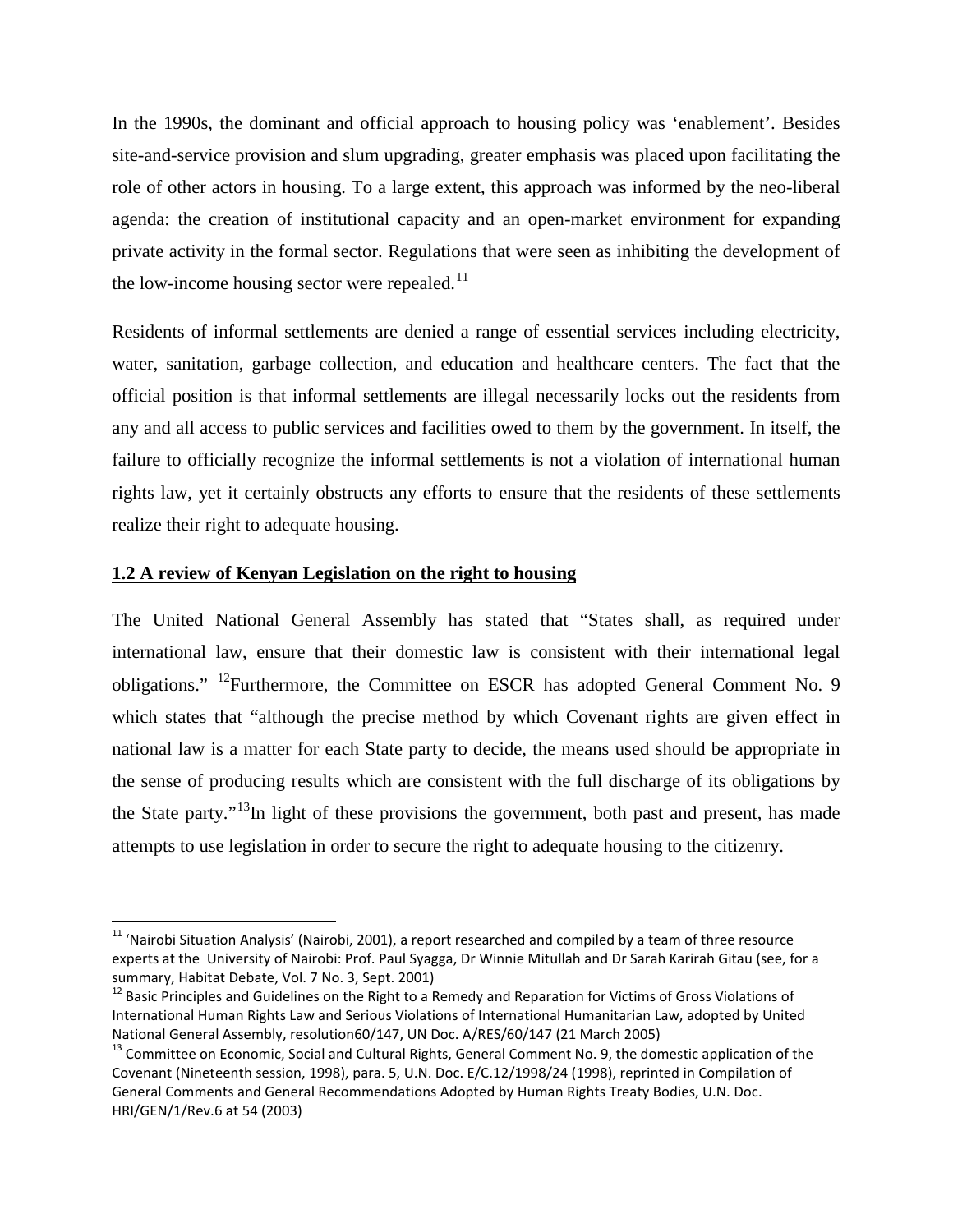In the 1990s, the dominant and official approach to housing policy was 'enablement'. Besides site-and-service provision and slum upgrading, greater emphasis was placed upon facilitating the role of other actors in housing. To a large extent, this approach was informed by the neo-liberal agenda: the creation of institutional capacity and an open-market environment for expanding private activity in the formal sector. Regulations that were seen as inhibiting the development of the low-income housing sector were repealed.[11]

Residents of informal settlements are denied a range of essential services including electricity, water, sanitation, garbage collection, and education and healthcare centers. The fact that the official position is that informal settlements are illegal necessarily locks out the residents from any and all access to public services and facilities owed to them by the government. In itself, the failure to officially recognize the informal settlements is not a violation of international human rights law, yet it certainly obstructs any efforts to ensure that the residents of these settlements realize their right to adequate housing.

## 1.2 A review of Kenyan Legislation on the right to housing

The United National General Assembly has stated that "States shall, as required under international law, ensure that their domestic law is consistent with their international legal obligations." [12]Furthermore, the Committee on ESCR has adopted General Comment No. 9 which states that "although the precise method by which Covenant rights are given effect in national law is a matter for each State party to decide, the means used should be appropriate in the sense of producing results which are consistent with the full discharge of its obligations by the State party."[13]In light of these provisions the government, both past and present, has made attempts to use legislation in order to secure the right to adequate housing to the citizenry.

---

[11] 'Nairobi Situation Analysis' (Nairobi, 2001), a report researched and compiled by a team of three resource experts at the University of Nairobi: Prof. Paul Syagga, Dr Winnie Mitullah and Dr Sarah Karirah Gitau (see, for a summary, Habitat Debate, Vol. 7 No. 3, Sept. 2001)

[12] Basic Principles and Guidelines on the Right to a Remedy and Reparation for Victims of Gross Violations of International Human Rights Law and Serious Violations of International Humanitarian Law, adopted by United National General Assembly, resolution60/147, UN Doc. A/RES/60/147 (21 March 2005)

[13] Committee on Economic, Social and Cultural Rights, General Comment No. 9, the domestic application of the Covenant (Nineteenth session, 1998), para. 5, U.N. Doc. E/C.12/1998/24 (1998), reprinted in Compilation of General Comments and General Recommendations Adopted by Human Rights Treaty Bodies, U.N. Doc. HRI/GEN/1/Rev.6 at 54 (2003)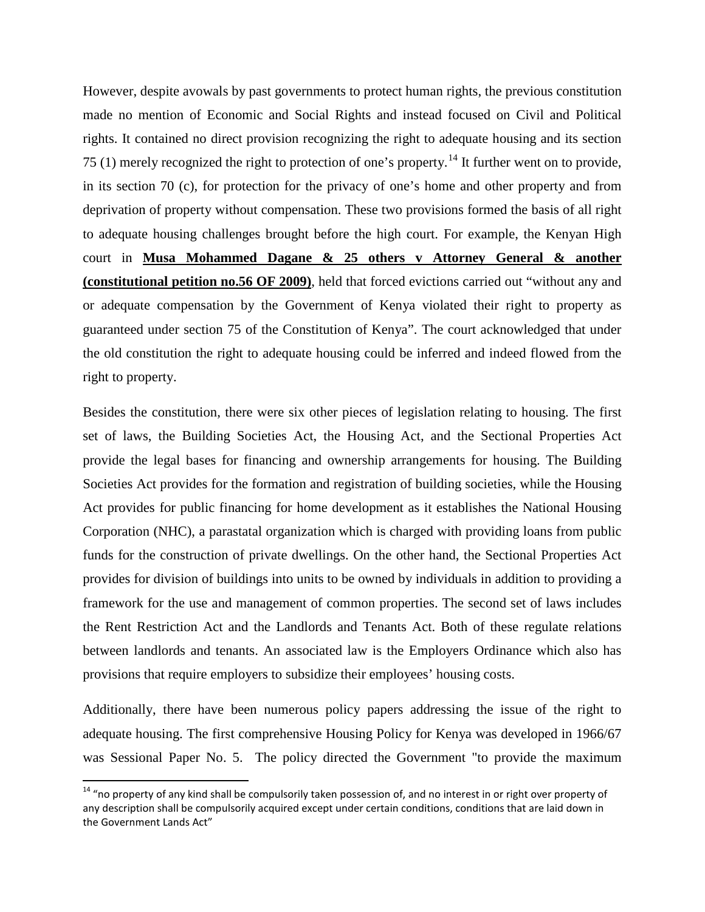However, despite avowals by past governments to protect human rights, the previous constitution made no mention of Economic and Social Rights and instead focused on Civil and Political rights. It contained no direct provision recognizing the right to adequate housing and its section 75 (1) merely recognized the right to protection of one's property.[14] It further went on to provide, in its section 70 (c), for protection for the privacy of one's home and other property and from deprivation of property without compensation. These two provisions formed the basis of all right to adequate housing challenges brought before the high court. For example, the Kenyan High court in **Musa Mohammed Dagane & 25 others v Attorney General & another (constitutional petition no.56 OF 2009)**, held that forced evictions carried out "without any and or adequate compensation by the Government of Kenya violated their right to property as guaranteed under section 75 of the Constitution of Kenya". The court acknowledged that under the old constitution the right to adequate housing could be inferred and indeed flowed from the right to property.

Besides the constitution, there were six other pieces of legislation relating to housing. The first set of laws, the Building Societies Act, the Housing Act, and the Sectional Properties Act provide the legal bases for financing and ownership arrangements for housing. The Building Societies Act provides for the formation and registration of building societies, while the Housing Act provides for public financing for home development as it establishes the National Housing Corporation (NHC), a parastatal organization which is charged with providing loans from public funds for the construction of private dwellings. On the other hand, the Sectional Properties Act provides for division of buildings into units to be owned by individuals in addition to providing a framework for the use and management of common properties. The second set of laws includes the Rent Restriction Act and the Landlords and Tenants Act. Both of these regulate relations between landlords and tenants. An associated law is the Employers Ordinance which also has provisions that require employers to subsidize their employees' housing costs.

Additionally, there have been numerous policy papers addressing the issue of the right to adequate housing. The first comprehensive Housing Policy for Kenya was developed in 1966/67 was Sessional Paper No. 5. The policy directed the Government "to provide the maximum

---

[14] "no property of any kind shall be compulsorily taken possession of, and no interest in or right over property of any description shall be compulsorily acquired except under certain conditions, conditions that are laid down in the Government Lands Act"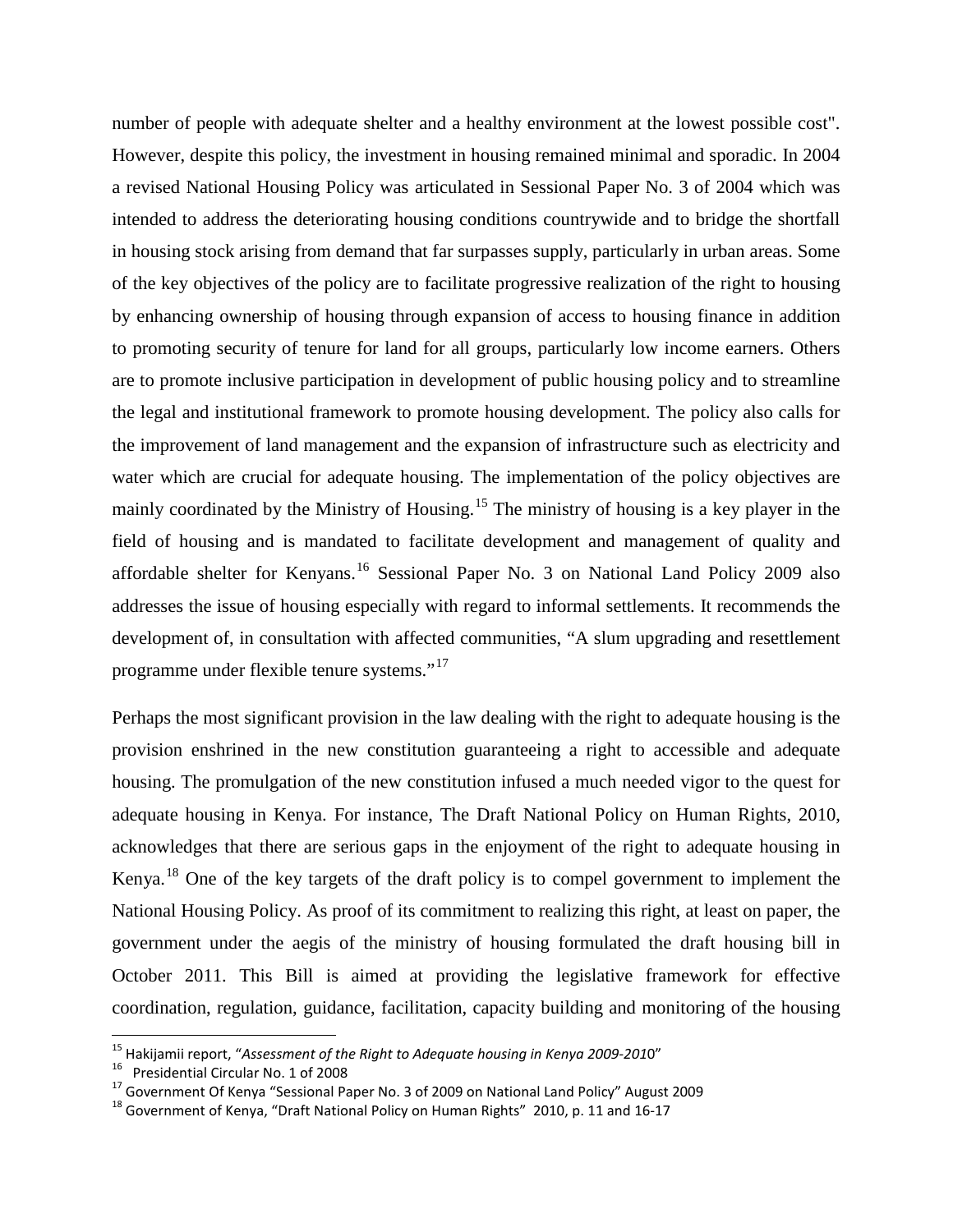number of people with adequate shelter and a healthy environment at the lowest possible cost". However, despite this policy, the investment in housing remained minimal and sporadic. In 2004 a revised National Housing Policy was articulated in Sessional Paper No. 3 of 2004 which was intended to address the deteriorating housing conditions countrywide and to bridge the shortfall in housing stock arising from demand that far surpasses supply, particularly in urban areas. Some of the key objectives of the policy are to facilitate progressive realization of the right to housing by enhancing ownership of housing through expansion of access to housing finance in addition to promoting security of tenure for land for all groups, particularly low income earners. Others are to promote inclusive participation in development of public housing policy and to streamline the legal and institutional framework to promote housing development. The policy also calls for the improvement of land management and the expansion of infrastructure such as electricity and water which are crucial for adequate housing. The implementation of the policy objectives are mainly coordinated by the Ministry of Housing.[15] The ministry of housing is a key player in the field of housing and is mandated to facilitate development and management of quality and affordable shelter for Kenyans.[16] Sessional Paper No. 3 on National Land Policy 2009 also addresses the issue of housing especially with regard to informal settlements. It recommends the development of, in consultation with affected communities, "A slum upgrading and resettlement programme under flexible tenure systems."[17]

Perhaps the most significant provision in the law dealing with the right to adequate housing is the provision enshrined in the new constitution guaranteeing a right to accessible and adequate housing. The promulgation of the new constitution infused a much needed vigor to the quest for adequate housing in Kenya. For instance, The Draft National Policy on Human Rights, 2010, acknowledges that there are serious gaps in the enjoyment of the right to adequate housing in Kenya.[18] One of the key targets of the draft policy is to compel government to implement the National Housing Policy. As proof of its commitment to realizing this right, at least on paper, the government under the aegis of the ministry of housing formulated the draft housing bill in October 2011. This Bill is aimed at providing the legislative framework for effective coordination, regulation, guidance, facilitation, capacity building and monitoring of the housing

---

[15] Hakijamii report, "*Assessment of the Right to Adequate housing in Kenya 2009-2010*"

[16] Presidential Circular No. 1 of 2008

[17] Government Of Kenya "Sessional Paper No. 3 of 2009 on National Land Policy" August 2009

[18] Government of Kenya, "Draft National Policy on Human Rights" 2010, p. 11 and 16-17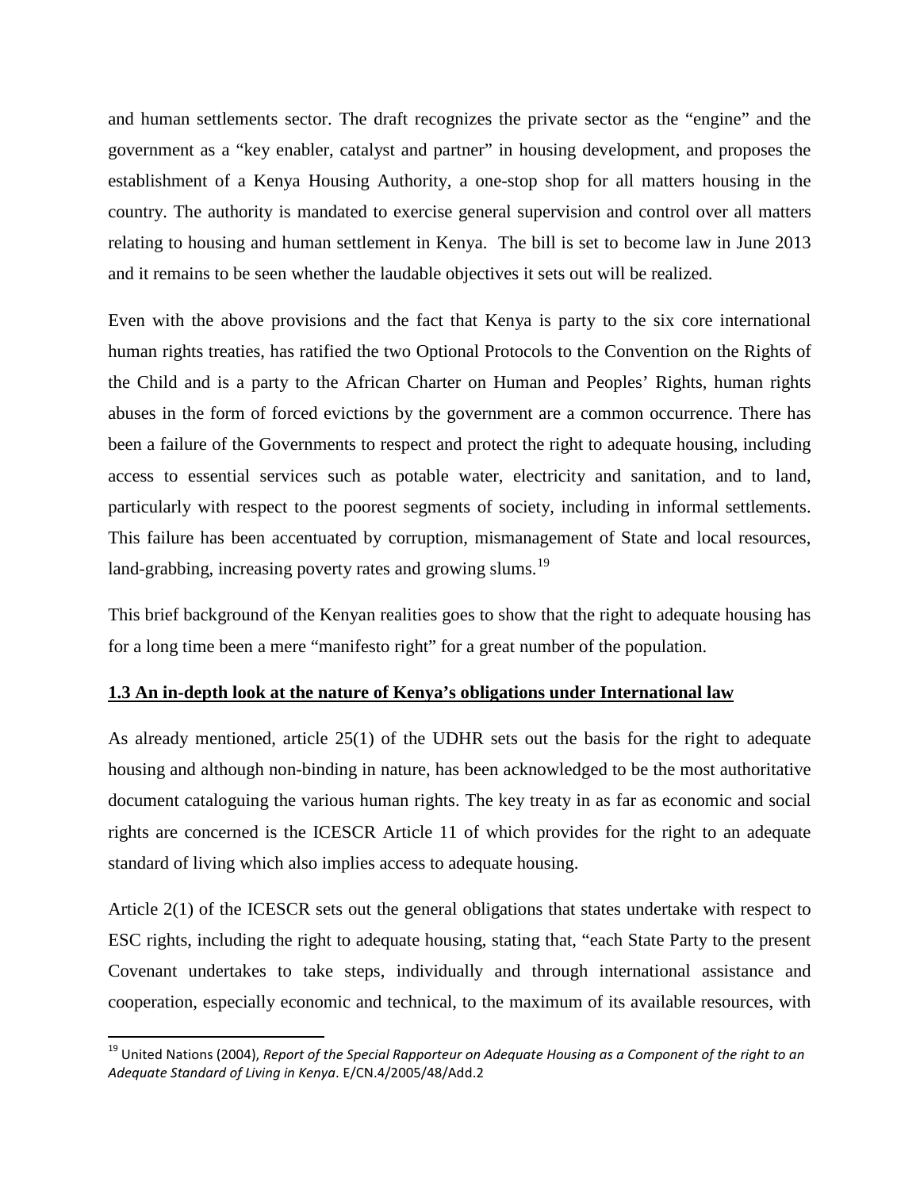and human settlements sector. The draft recognizes the private sector as the "engine" and the government as a "key enabler, catalyst and partner" in housing development, and proposes the establishment of a Kenya Housing Authority, a one-stop shop for all matters housing in the country. The authority is mandated to exercise general supervision and control over all matters relating to housing and human settlement in Kenya. The bill is set to become law in June 2013 and it remains to be seen whether the laudable objectives it sets out will be realized.

Even with the above provisions and the fact that Kenya is party to the six core international human rights treaties, has ratified the two Optional Protocols to the Convention on the Rights of the Child and is a party to the African Charter on Human and Peoples' Rights, human rights abuses in the form of forced evictions by the government are a common occurrence. There has been a failure of the Governments to respect and protect the right to adequate housing, including access to essential services such as potable water, electricity and sanitation, and to land, particularly with respect to the poorest segments of society, including in informal settlements. This failure has been accentuated by corruption, mismanagement of State and local resources, land-grabbing, increasing poverty rates and growing slums.[19]

This brief background of the Kenyan realities goes to show that the right to adequate housing has for a long time been a mere "manifesto right" for a great number of the population.

### <u>1.3 An in-depth look at the nature of Kenya's obligations under International law</u>

As already mentioned, article 25(1) of the UDHR sets out the basis for the right to adequate housing and although non-binding in nature, has been acknowledged to be the most authoritative document cataloguing the various human rights. The key treaty in as far as economic and social rights are concerned is the ICESCR Article 11 of which provides for the right to an adequate standard of living which also implies access to adequate housing.

Article 2(1) of the ICESCR sets out the general obligations that states undertake with respect to ESC rights, including the right to adequate housing, stating that, "each State Party to the present Covenant undertakes to take steps, individually and through international assistance and cooperation, especially economic and technical, to the maximum of its available resources, with

---

[19] United Nations (2004), *Report of the Special Rapporteur on Adequate Housing as a Component of the right to an Adequate Standard of Living in Kenya*. E/CN.4/2005/48/Add.2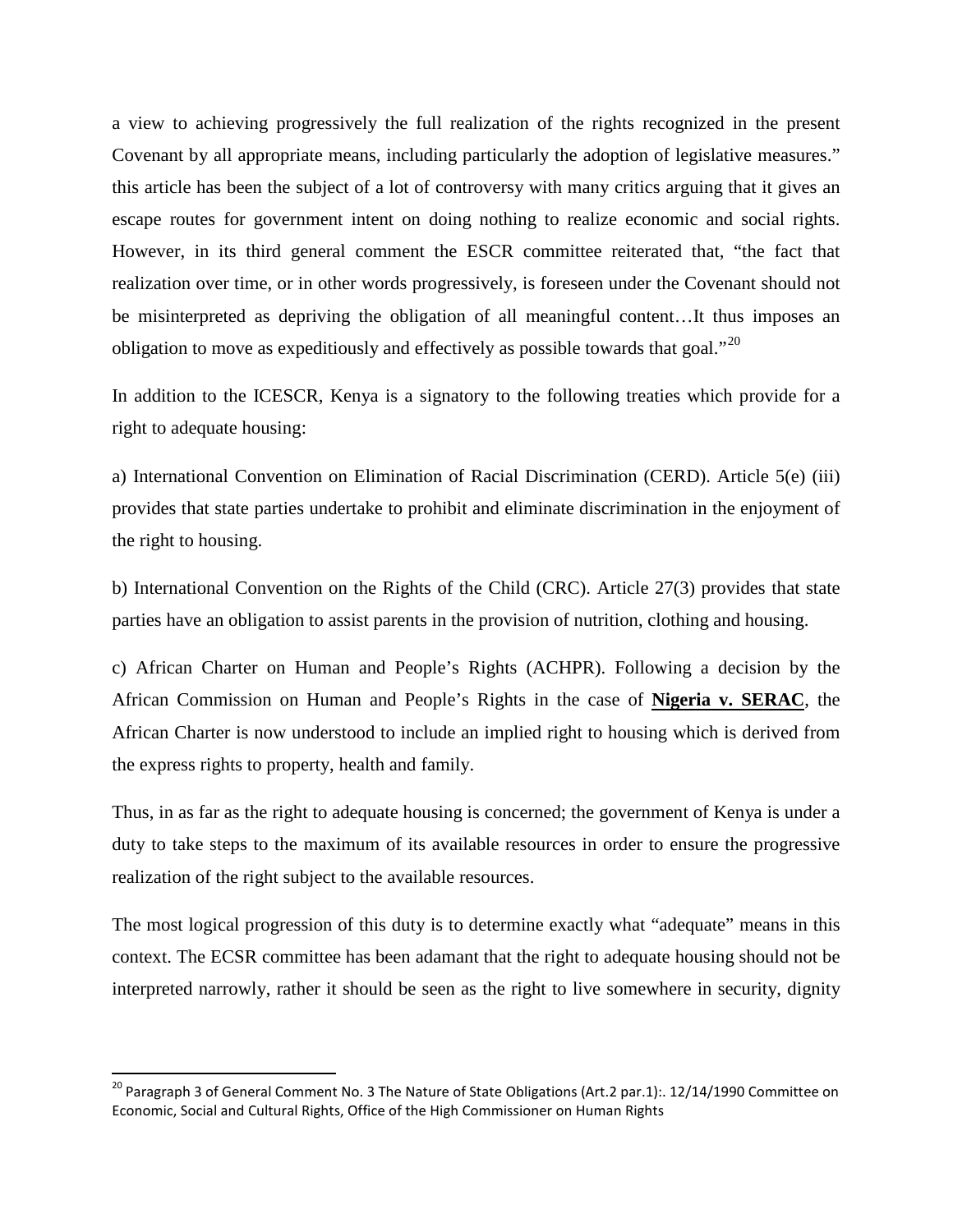a view to achieving progressively the full realization of the rights recognized in the present Covenant by all appropriate means, including particularly the adoption of legislative measures." this article has been the subject of a lot of controversy with many critics arguing that it gives an escape routes for government intent on doing nothing to realize economic and social rights. However, in its third general comment the ESCR committee reiterated that, "the fact that realization over time, or in other words progressively, is foreseen under the Covenant should not be misinterpreted as depriving the obligation of all meaningful content…It thus imposes an obligation to move as expeditiously and effectively as possible towards that goal."[20]

In addition to the ICESCR, Kenya is a signatory to the following treaties which provide for a right to adequate housing:

a) International Convention on Elimination of Racial Discrimination (CERD). Article 5(e) (iii) provides that state parties undertake to prohibit and eliminate discrimination in the enjoyment of the right to housing.

b) International Convention on the Rights of the Child (CRC). Article 27(3) provides that state parties have an obligation to assist parents in the provision of nutrition, clothing and housing.

c) African Charter on Human and People's Rights (ACHPR). Following a decision by the African Commission on Human and People's Rights in the case of **Nigeria v. SERAC**, the African Charter is now understood to include an implied right to housing which is derived from the express rights to property, health and family.

Thus, in as far as the right to adequate housing is concerned; the government of Kenya is under a duty to take steps to the maximum of its available resources in order to ensure the progressive realization of the right subject to the available resources.

The most logical progression of this duty is to determine exactly what "adequate" means in this context. The ECSR committee has been adamant that the right to adequate housing should not be interpreted narrowly, rather it should be seen as the right to live somewhere in security, dignity

[20] Paragraph 3 of General Comment No. 3 The Nature of State Obligations (Art.2 par.1):. 12/14/1990 Committee on Economic, Social and Cultural Rights, Office of the High Commissioner on Human Rights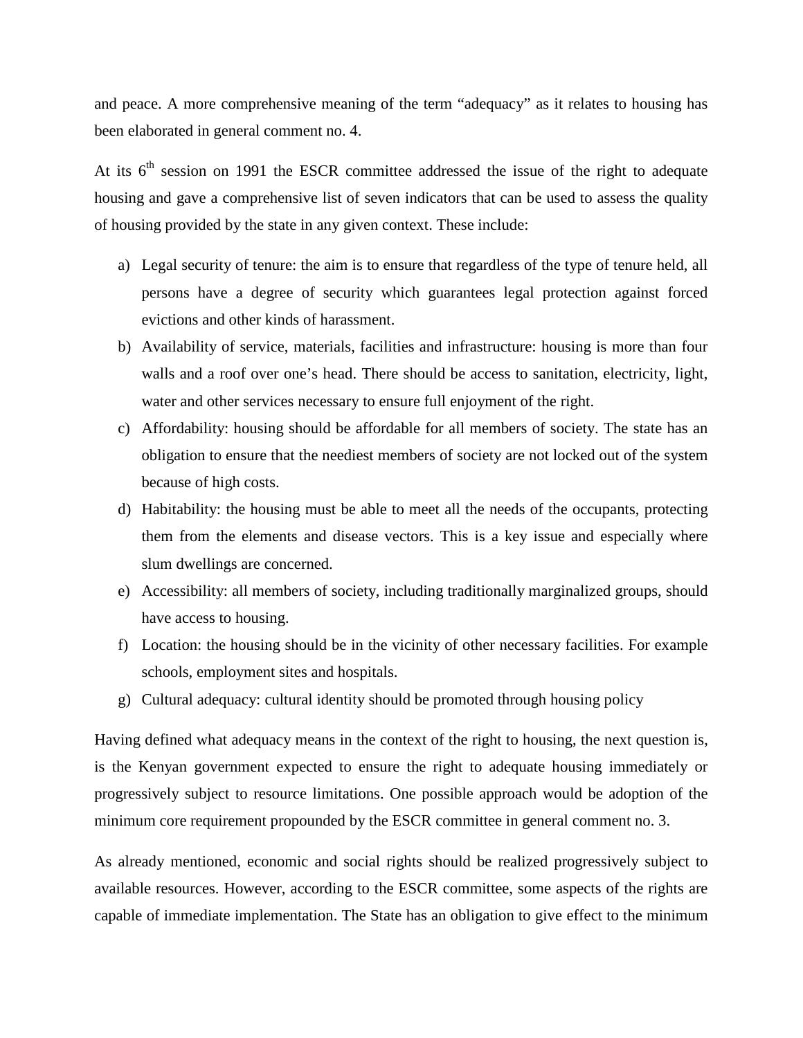and peace. A more comprehensive meaning of the term "adequacy" as it relates to housing has been elaborated in general comment no. 4.

At its 6th session on 1991 the ESCR committee addressed the issue of the right to adequate housing and gave a comprehensive list of seven indicators that can be used to assess the quality of housing provided by the state in any given context. These include:

a) Legal security of tenure: the aim is to ensure that regardless of the type of tenure held, all persons have a degree of security which guarantees legal protection against forced evictions and other kinds of harassment.
b) Availability of service, materials, facilities and infrastructure: housing is more than four walls and a roof over one's head. There should be access to sanitation, electricity, light, water and other services necessary to ensure full enjoyment of the right.
c) Affordability: housing should be affordable for all members of society. The state has an obligation to ensure that the neediest members of society are not locked out of the system because of high costs.
d) Habitability: the housing must be able to meet all the needs of the occupants, protecting them from the elements and disease vectors. This is a key issue and especially where slum dwellings are concerned.
e) Accessibility: all members of society, including traditionally marginalized groups, should have access to housing.
f) Location: the housing should be in the vicinity of other necessary facilities. For example schools, employment sites and hospitals.
g) Cultural adequacy: cultural identity should be promoted through housing policy

Having defined what adequacy means in the context of the right to housing, the next question is, is the Kenyan government expected to ensure the right to adequate housing immediately or progressively subject to resource limitations. One possible approach would be adoption of the minimum core requirement propounded by the ESCR committee in general comment no. 3.

As already mentioned, economic and social rights should be realized progressively subject to available resources. However, according to the ESCR committee, some aspects of the rights are capable of immediate implementation. The State has an obligation to give effect to the minimum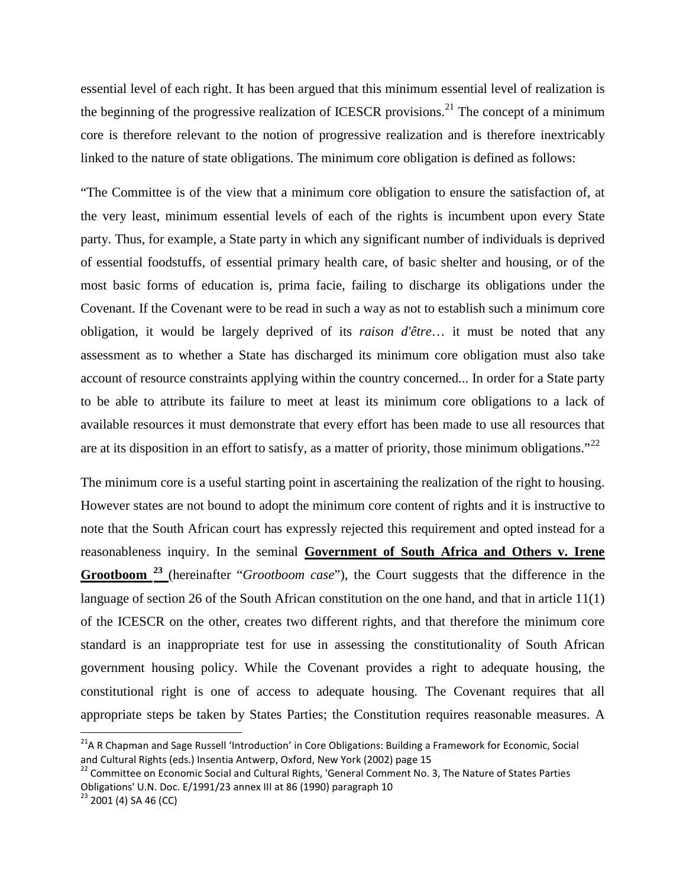essential level of each right. It has been argued that this minimum essential level of realization is the beginning of the progressive realization of ICESCR provisions.[21] The concept of a minimum core is therefore relevant to the notion of progressive realization and is therefore inextricably linked to the nature of state obligations. The minimum core obligation is defined as follows:

"The Committee is of the view that a minimum core obligation to ensure the satisfaction of, at the very least, minimum essential levels of each of the rights is incumbent upon every State party. Thus, for example, a State party in which any significant number of individuals is deprived of essential foodstuffs, of essential primary health care, of basic shelter and housing, or of the most basic forms of education is, prima facie, failing to discharge its obligations under the Covenant. If the Covenant were to be read in such a way as not to establish such a minimum core obligation, it would be largely deprived of its *raison d'être*… it must be noted that any assessment as to whether a State has discharged its minimum core obligation must also take account of resource constraints applying within the country concerned... In order for a State party to be able to attribute its failure to meet at least its minimum core obligations to a lack of available resources it must demonstrate that every effort has been made to use all resources that are at its disposition in an effort to satisfy, as a matter of priority, those minimum obligations."[22]

The minimum core is a useful starting point in ascertaining the realization of the right to housing. However states are not bound to adopt the minimum core content of rights and it is instructive to note that the South African court has expressly rejected this requirement and opted instead for a reasonableness inquiry. In the seminal **Government of South Africa and Others v. Irene Grootboom**[23] (hereinafter "*Grootboom case*"), the Court suggests that the difference in the language of section 26 of the South African constitution on the one hand, and that in article 11(1) of the ICESCR on the other, creates two different rights, and that therefore the minimum core standard is an inappropriate test for use in assessing the constitutionality of South African government housing policy. While the Covenant provides a right to adequate housing, the constitutional right is one of access to adequate housing. The Covenant requires that all appropriate steps be taken by States Parties; the Constitution requires reasonable measures. A

[21] A R Chapman and Sage Russell 'Introduction' in Core Obligations: Building a Framework for Economic, Social and Cultural Rights (eds.) Insentia Antwerp, Oxford, New York (2002) page 15

[22] Committee on Economic Social and Cultural Rights, 'General Comment No. 3, The Nature of States Parties Obligations' U.N. Doc. E/1991/23 annex III at 86 (1990) paragraph 10

[23] 2001 (4) SA 46 (CC)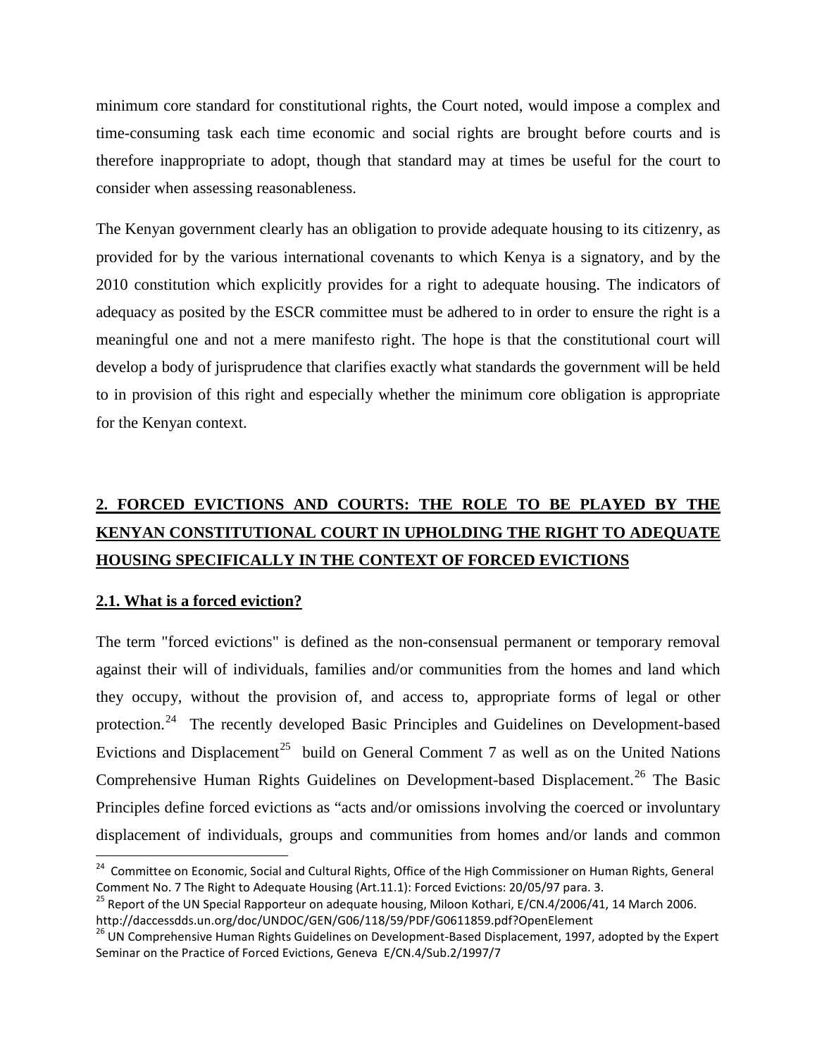minimum core standard for constitutional rights, the Court noted, would impose a complex and time-consuming task each time economic and social rights are brought before courts and is therefore inappropriate to adopt, though that standard may at times be useful for the court to consider when assessing reasonableness.

The Kenyan government clearly has an obligation to provide adequate housing to its citizenry, as provided for by the various international covenants to which Kenya is a signatory, and by the 2010 constitution which explicitly provides for a right to adequate housing. The indicators of adequacy as posited by the ESCR committee must be adhered to in order to ensure the right is a meaningful one and not a mere manifesto right. The hope is that the constitutional court will develop a body of jurisprudence that clarifies exactly what standards the government will be held to in provision of this right and especially whether the minimum core obligation is appropriate for the Kenyan context.

## 2. FORCED EVICTIONS AND COURTS: THE ROLE TO BE PLAYED BY THE KENYAN CONSTITUTIONAL COURT IN UPHOLDING THE RIGHT TO ADEQUATE HOUSING SPECIFICALLY IN THE CONTEXT OF FORCED EVICTIONS

### 2.1. What is a forced eviction?

The term "forced evictions" is defined as the non-consensual permanent or temporary removal against their will of individuals, families and/or communities from the homes and land which they occupy, without the provision of, and access to, appropriate forms of legal or other protection.[24] The recently developed Basic Principles and Guidelines on Development-based Evictions and Displacement[25] build on General Comment 7 as well as on the United Nations Comprehensive Human Rights Guidelines on Development-based Displacement.[26] The Basic Principles define forced evictions as "acts and/or omissions involving the coerced or involuntary displacement of individuals, groups and communities from homes and/or lands and common

---

[24] Committee on Economic, Social and Cultural Rights, Office of the High Commissioner on Human Rights, General Comment No. 7 The Right to Adequate Housing (Art.11.1): Forced Evictions: 20/05/97 para. 3.

[25] Report of the UN Special Rapporteur on adequate housing, Miloon Kothari, E/CN.4/2006/41, 14 March 2006. http://daccessdds.un.org/doc/UNDOC/GEN/G06/118/59/PDF/G0611859.pdf?OpenElement

[26] UN Comprehensive Human Rights Guidelines on Development-Based Displacement, 1997, adopted by the Expert Seminar on the Practice of Forced Evictions, Geneva E/CN.4/Sub.2/1997/7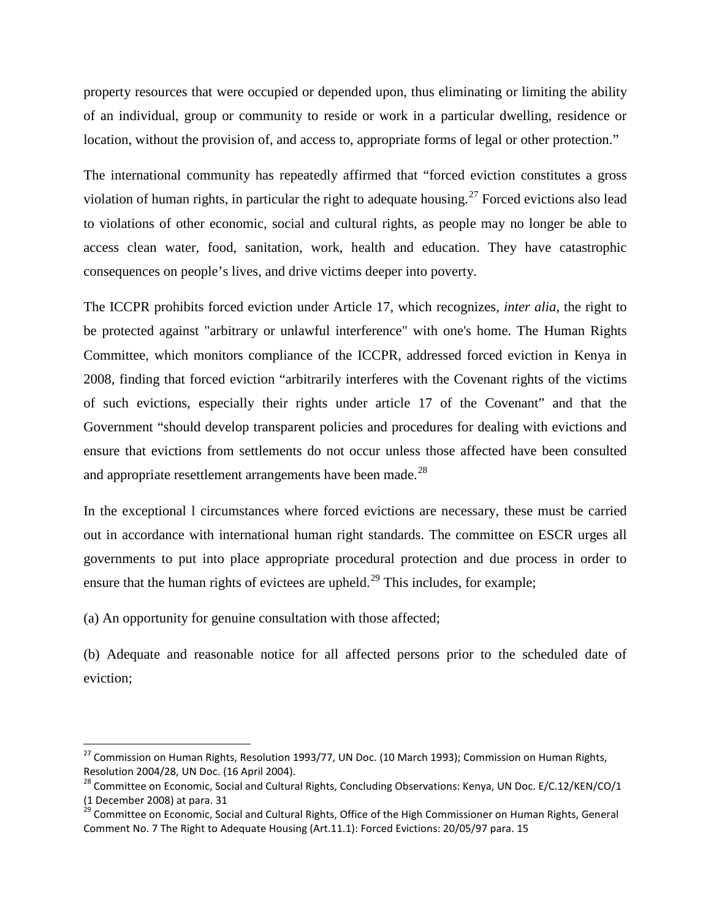property resources that were occupied or depended upon, thus eliminating or limiting the ability of an individual, group or community to reside or work in a particular dwelling, residence or location, without the provision of, and access to, appropriate forms of legal or other protection."

The international community has repeatedly affirmed that "forced eviction constitutes a gross violation of human rights, in particular the right to adequate housing.[27] Forced evictions also lead to violations of other economic, social and cultural rights, as people may no longer be able to access clean water, food, sanitation, work, health and education. They have catastrophic consequences on people's lives, and drive victims deeper into poverty.

The ICCPR prohibits forced eviction under Article 17, which recognizes, *inter alia*, the right to be protected against "arbitrary or unlawful interference" with one's home. The Human Rights Committee, which monitors compliance of the ICCPR, addressed forced eviction in Kenya in 2008, finding that forced eviction "arbitrarily interferes with the Covenant rights of the victims of such evictions, especially their rights under article 17 of the Covenant" and that the Government "should develop transparent policies and procedures for dealing with evictions and ensure that evictions from settlements do not occur unless those affected have been consulted and appropriate resettlement arrangements have been made.[28]

In the exceptional l circumstances where forced evictions are necessary, these must be carried out in accordance with international human right standards. The committee on ESCR urges all governments to put into place appropriate procedural protection and due process in order to ensure that the human rights of evictees are upheld.[29] This includes, for example;

(a) An opportunity for genuine consultation with those affected;

(b) Adequate and reasonable notice for all affected persons prior to the scheduled date of eviction;

---

[27] Commission on Human Rights, Resolution 1993/77, UN Doc. (10 March 1993); Commission on Human Rights, Resolution 2004/28, UN Doc. (16 April 2004).

[28] Committee on Economic, Social and Cultural Rights, Concluding Observations: Kenya, UN Doc. E/C.12/KEN/CO/1 (1 December 2008) at para. 31

[29] Committee on Economic, Social and Cultural Rights, Office of the High Commissioner on Human Rights, General Comment No. 7 The Right to Adequate Housing (Art.11.1): Forced Evictions: 20/05/97 para. 15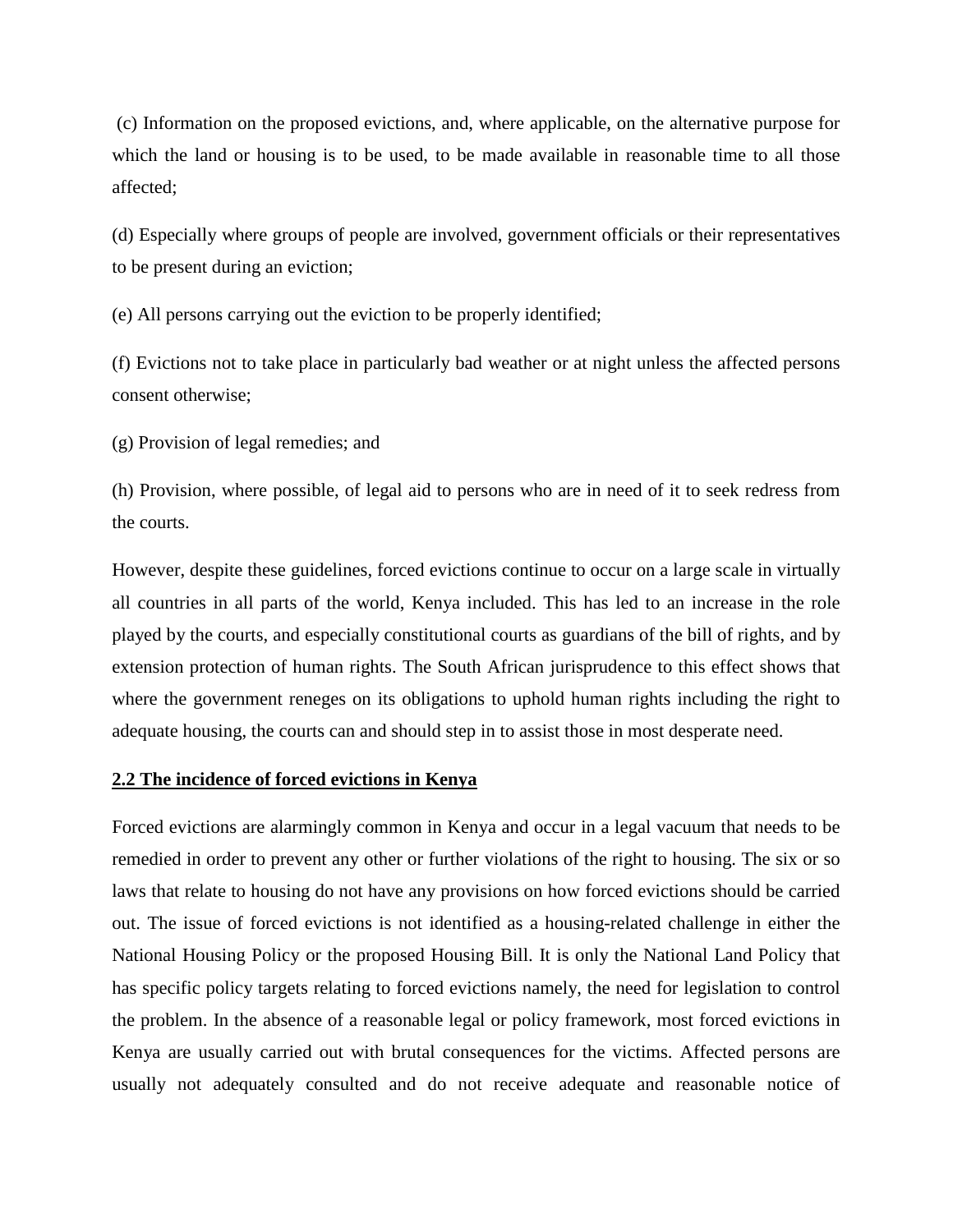(c) Information on the proposed evictions, and, where applicable, on the alternative purpose for which the land or housing is to be used, to be made available in reasonable time to all those affected;

(d) Especially where groups of people are involved, government officials or their representatives to be present during an eviction;

(e) All persons carrying out the eviction to be properly identified;

(f) Evictions not to take place in particularly bad weather or at night unless the affected persons consent otherwise;

(g) Provision of legal remedies; and

(h) Provision, where possible, of legal aid to persons who are in need of it to seek redress from the courts.

However, despite these guidelines, forced evictions continue to occur on a large scale in virtually all countries in all parts of the world, Kenya included. This has led to an increase in the role played by the courts, and especially constitutional courts as guardians of the bill of rights, and by extension protection of human rights. The South African jurisprudence to this effect shows that where the government reneges on its obligations to uphold human rights including the right to adequate housing, the courts can and should step in to assist those in most desperate need.

## 2.2 The incidence of forced evictions in Kenya

Forced evictions are alarmingly common in Kenya and occur in a legal vacuum that needs to be remedied in order to prevent any other or further violations of the right to housing. The six or so laws that relate to housing do not have any provisions on how forced evictions should be carried out. The issue of forced evictions is not identified as a housing-related challenge in either the National Housing Policy or the proposed Housing Bill. It is only the National Land Policy that has specific policy targets relating to forced evictions namely, the need for legislation to control the problem. In the absence of a reasonable legal or policy framework, most forced evictions in Kenya are usually carried out with brutal consequences for the victims. Affected persons are usually not adequately consulted and do not receive adequate and reasonable notice of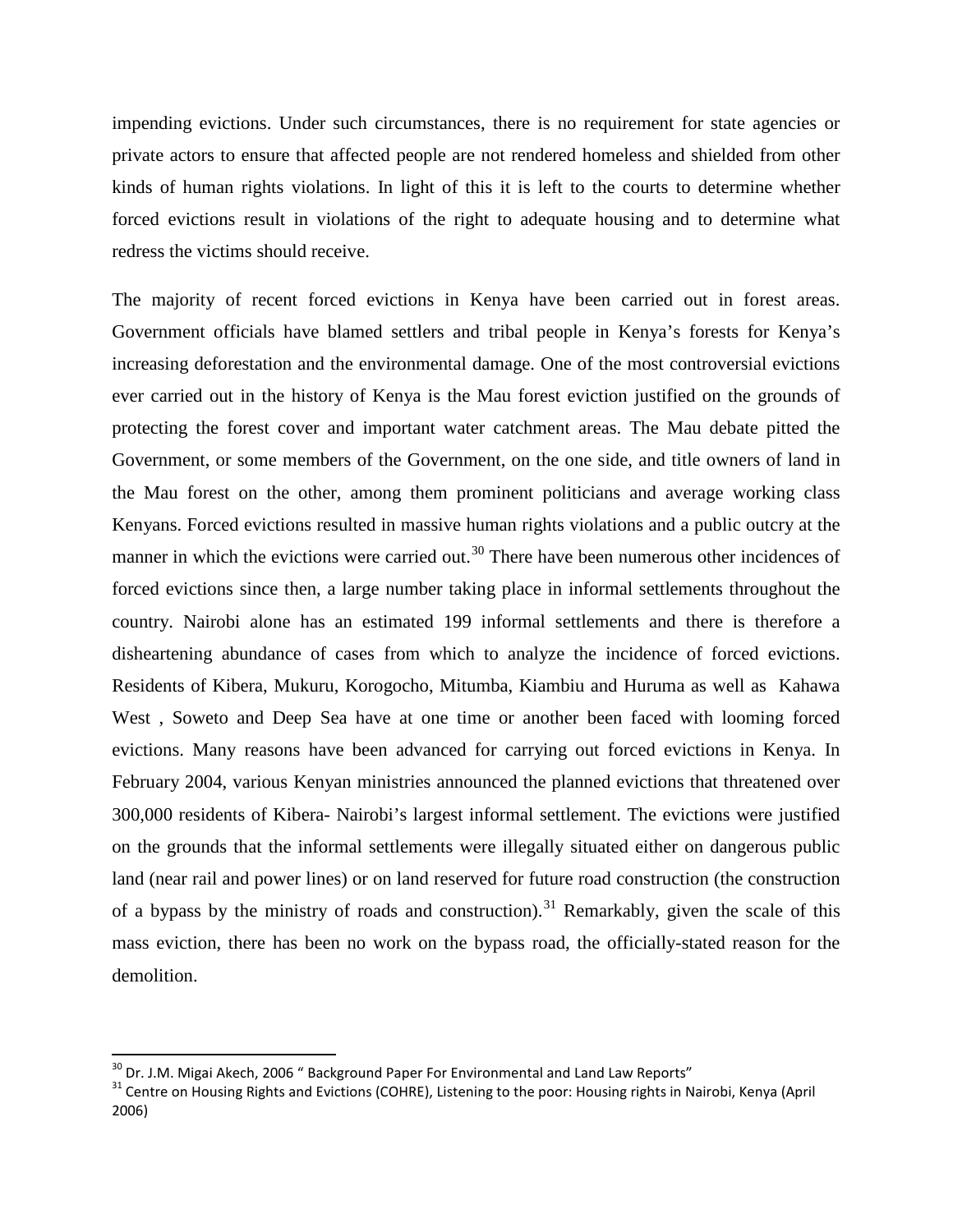impending evictions. Under such circumstances, there is no requirement for state agencies or private actors to ensure that affected people are not rendered homeless and shielded from other kinds of human rights violations. In light of this it is left to the courts to determine whether forced evictions result in violations of the right to adequate housing and to determine what redress the victims should receive.

The majority of recent forced evictions in Kenya have been carried out in forest areas. Government officials have blamed settlers and tribal people in Kenya's forests for Kenya's increasing deforestation and the environmental damage. One of the most controversial evictions ever carried out in the history of Kenya is the Mau forest eviction justified on the grounds of protecting the forest cover and important water catchment areas. The Mau debate pitted the Government, or some members of the Government, on the one side, and title owners of land in the Mau forest on the other, among them prominent politicians and average working class Kenyans. Forced evictions resulted in massive human rights violations and a public outcry at the manner in which the evictions were carried out.[30] There have been numerous other incidences of forced evictions since then, a large number taking place in informal settlements throughout the country. Nairobi alone has an estimated 199 informal settlements and there is therefore a disheartening abundance of cases from which to analyze the incidence of forced evictions. Residents of Kibera, Mukuru, Korogocho, Mitumba, Kiambiu and Huruma as well as Kahawa West , Soweto and Deep Sea have at one time or another been faced with looming forced evictions. Many reasons have been advanced for carrying out forced evictions in Kenya. In February 2004, various Kenyan ministries announced the planned evictions that threatened over 300,000 residents of Kibera- Nairobi's largest informal settlement. The evictions were justified on the grounds that the informal settlements were illegally situated either on dangerous public land (near rail and power lines) or on land reserved for future road construction (the construction of a bypass by the ministry of roads and construction).[31] Remarkably, given the scale of this mass eviction, there has been no work on the bypass road, the officially-stated reason for the demolition.

---

[30] Dr. J.M. Migai Akech, 2006 " Background Paper For Environmental and Land Law Reports"

[31] Centre on Housing Rights and Evictions (COHRE), Listening to the poor: Housing rights in Nairobi, Kenya (April 2006)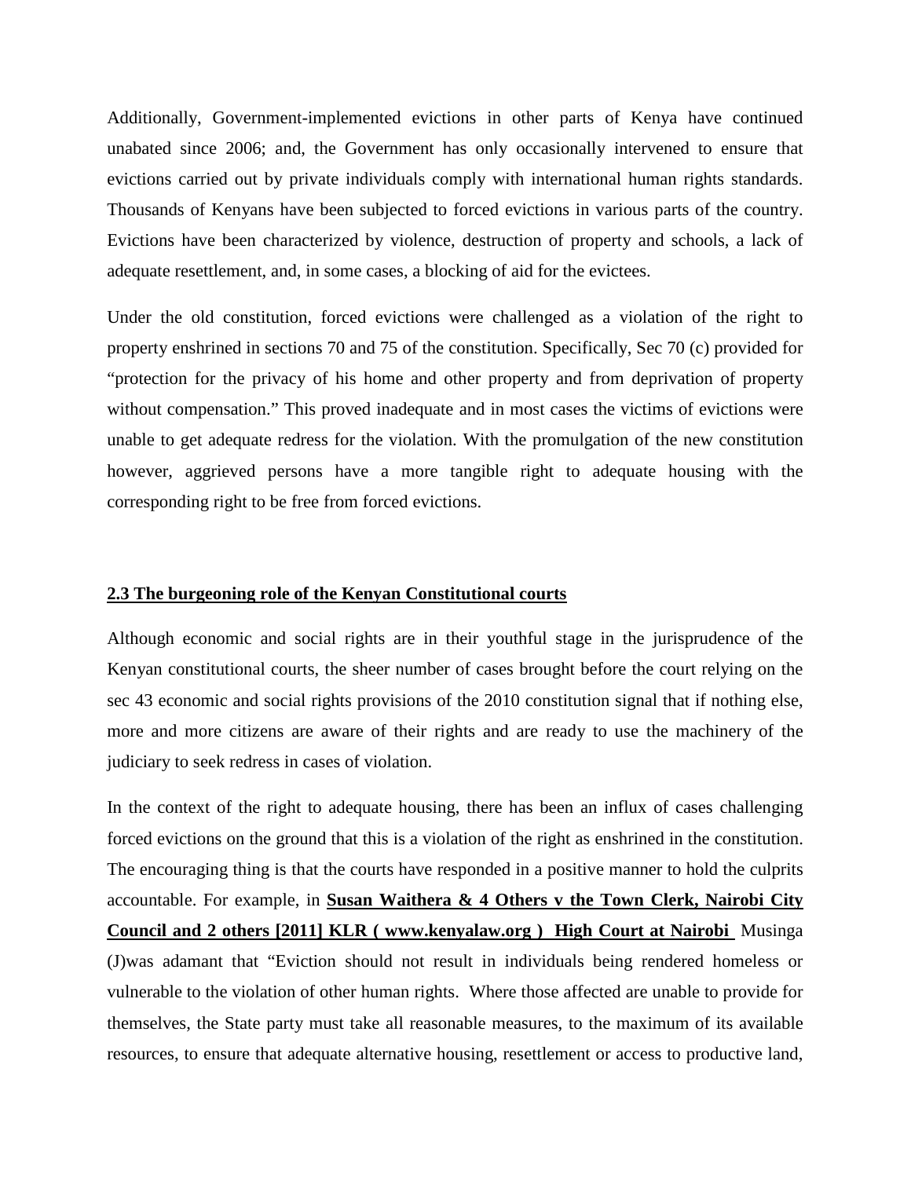Additionally, Government-implemented evictions in other parts of Kenya have continued unabated since 2006; and, the Government has only occasionally intervened to ensure that evictions carried out by private individuals comply with international human rights standards. Thousands of Kenyans have been subjected to forced evictions in various parts of the country. Evictions have been characterized by violence, destruction of property and schools, a lack of adequate resettlement, and, in some cases, a blocking of aid for the evictees.

Under the old constitution, forced evictions were challenged as a violation of the right to property enshrined in sections 70 and 75 of the constitution. Specifically, Sec 70 (c) provided for "protection for the privacy of his home and other property and from deprivation of property without compensation." This proved inadequate and in most cases the victims of evictions were unable to get adequate redress for the violation. With the promulgation of the new constitution however, aggrieved persons have a more tangible right to adequate housing with the corresponding right to be free from forced evictions.

## 2.3 The burgeoning role of the Kenyan Constitutional courts

Although economic and social rights are in their youthful stage in the jurisprudence of the Kenyan constitutional courts, the sheer number of cases brought before the court relying on the sec 43 economic and social rights provisions of the 2010 constitution signal that if nothing else, more and more citizens are aware of their rights and are ready to use the machinery of the judiciary to seek redress in cases of violation.

In the context of the right to adequate housing, there has been an influx of cases challenging forced evictions on the ground that this is a violation of the right as enshrined in the constitution. The encouraging thing is that the courts have responded in a positive manner to hold the culprits accountable. For example, in **Susan Waithera & 4 Others v the Town Clerk, Nairobi City Council and 2 others [2011] KLR ( www.kenyalaw.org ) High Court at Nairobi** Musinga (J)was adamant that "Eviction should not result in individuals being rendered homeless or vulnerable to the violation of other human rights. Where those affected are unable to provide for themselves, the State party must take all reasonable measures, to the maximum of its available resources, to ensure that adequate alternative housing, resettlement or access to productive land,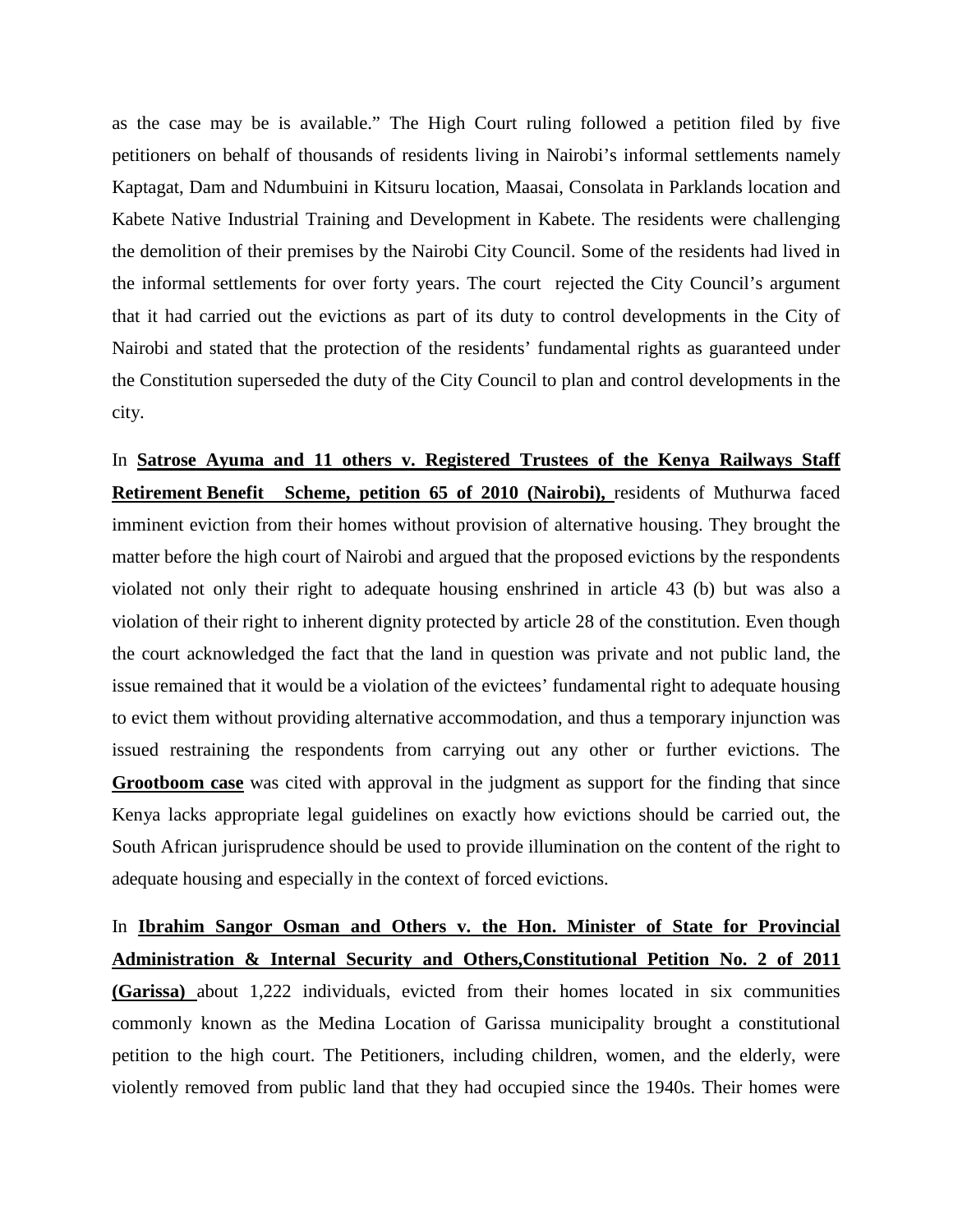as the case may be is available." The High Court ruling followed a petition filed by five petitioners on behalf of thousands of residents living in Nairobi's informal settlements namely Kaptagat, Dam and Ndumbuini in Kitsuru location, Maasai, Consolata in Parklands location and Kabete Native Industrial Training and Development in Kabete. The residents were challenging the demolition of their premises by the Nairobi City Council. Some of the residents had lived in the informal settlements for over forty years. The court rejected the City Council's argument that it had carried out the evictions as part of its duty to control developments in the City of Nairobi and stated that the protection of the residents' fundamental rights as guaranteed under the Constitution superseded the duty of the City Council to plan and control developments in the city.

In **Satrose Ayuma and 11 others v. Registered Trustees of the Kenya Railways Staff Retirement Benefit Scheme, petition 65 of 2010 (Nairobi),** residents of Muthurwa faced imminent eviction from their homes without provision of alternative housing. They brought the matter before the high court of Nairobi and argued that the proposed evictions by the respondents violated not only their right to adequate housing enshrined in article 43 (b) but was also a violation of their right to inherent dignity protected by article 28 of the constitution. Even though the court acknowledged the fact that the land in question was private and not public land, the issue remained that it would be a violation of the evictees' fundamental right to adequate housing to evict them without providing alternative accommodation, and thus a temporary injunction was issued restraining the respondents from carrying out any other or further evictions. The **Grootboom case** was cited with approval in the judgment as support for the finding that since Kenya lacks appropriate legal guidelines on exactly how evictions should be carried out, the South African jurisprudence should be used to provide illumination on the content of the right to adequate housing and especially in the context of forced evictions.

In **Ibrahim Sangor Osman and Others v. the Hon. Minister of State for Provincial Administration & Internal Security and Others,Constitutional Petition No. 2 of 2011 (Garissa)** about 1,222 individuals, evicted from their homes located in six communities commonly known as the Medina Location of Garissa municipality brought a constitutional petition to the high court. The Petitioners, including children, women, and the elderly, were violently removed from public land that they had occupied since the 1940s. Their homes were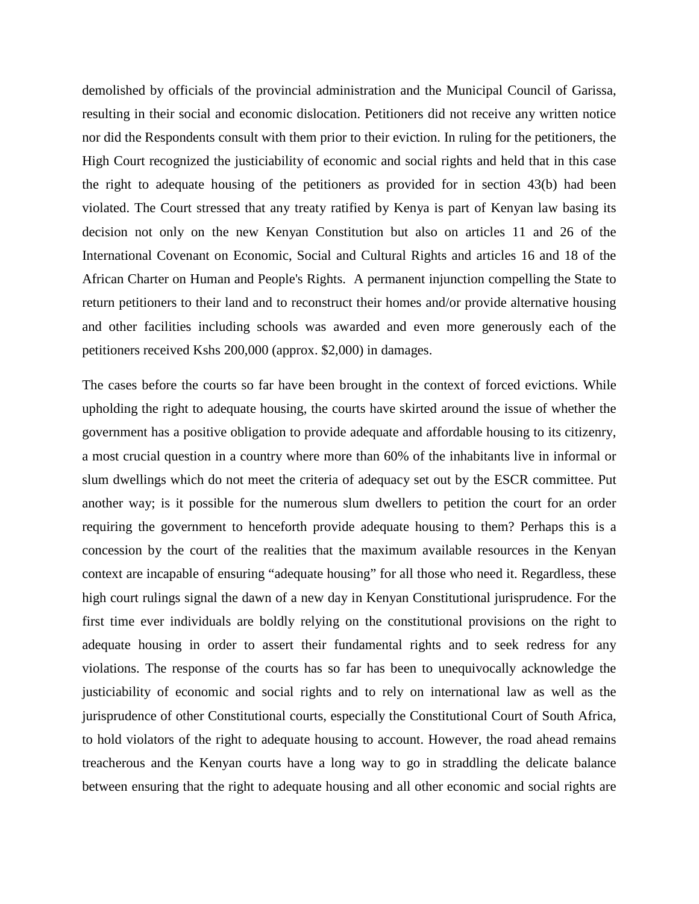demolished by officials of the provincial administration and the Municipal Council of Garissa, resulting in their social and economic dislocation. Petitioners did not receive any written notice nor did the Respondents consult with them prior to their eviction. In ruling for the petitioners, the High Court recognized the justiciability of economic and social rights and held that in this case the right to adequate housing of the petitioners as provided for in section 43(b) had been violated. The Court stressed that any treaty ratified by Kenya is part of Kenyan law basing its decision not only on the new Kenyan Constitution but also on articles 11 and 26 of the International Covenant on Economic, Social and Cultural Rights and articles 16 and 18 of the African Charter on Human and People's Rights. A permanent injunction compelling the State to return petitioners to their land and to reconstruct their homes and/or provide alternative housing and other facilities including schools was awarded and even more generously each of the petitioners received Kshs 200,000 (approx. $2,000) in damages.

The cases before the courts so far have been brought in the context of forced evictions. While upholding the right to adequate housing, the courts have skirted around the issue of whether the government has a positive obligation to provide adequate and affordable housing to its citizenry, a most crucial question in a country where more than 60% of the inhabitants live in informal or slum dwellings which do not meet the criteria of adequacy set out by the ESCR committee. Put another way; is it possible for the numerous slum dwellers to petition the court for an order requiring the government to henceforth provide adequate housing to them? Perhaps this is a concession by the court of the realities that the maximum available resources in the Kenyan context are incapable of ensuring "adequate housing" for all those who need it. Regardless, these high court rulings signal the dawn of a new day in Kenyan Constitutional jurisprudence. For the first time ever individuals are boldly relying on the constitutional provisions on the right to adequate housing in order to assert their fundamental rights and to seek redress for any violations. The response of the courts has so far has been to unequivocally acknowledge the justiciability of economic and social rights and to rely on international law as well as the jurisprudence of other Constitutional courts, especially the Constitutional Court of South Africa, to hold violators of the right to adequate housing to account. However, the road ahead remains treacherous and the Kenyan courts have a long way to go in straddling the delicate balance between ensuring that the right to adequate housing and all other economic and social rights are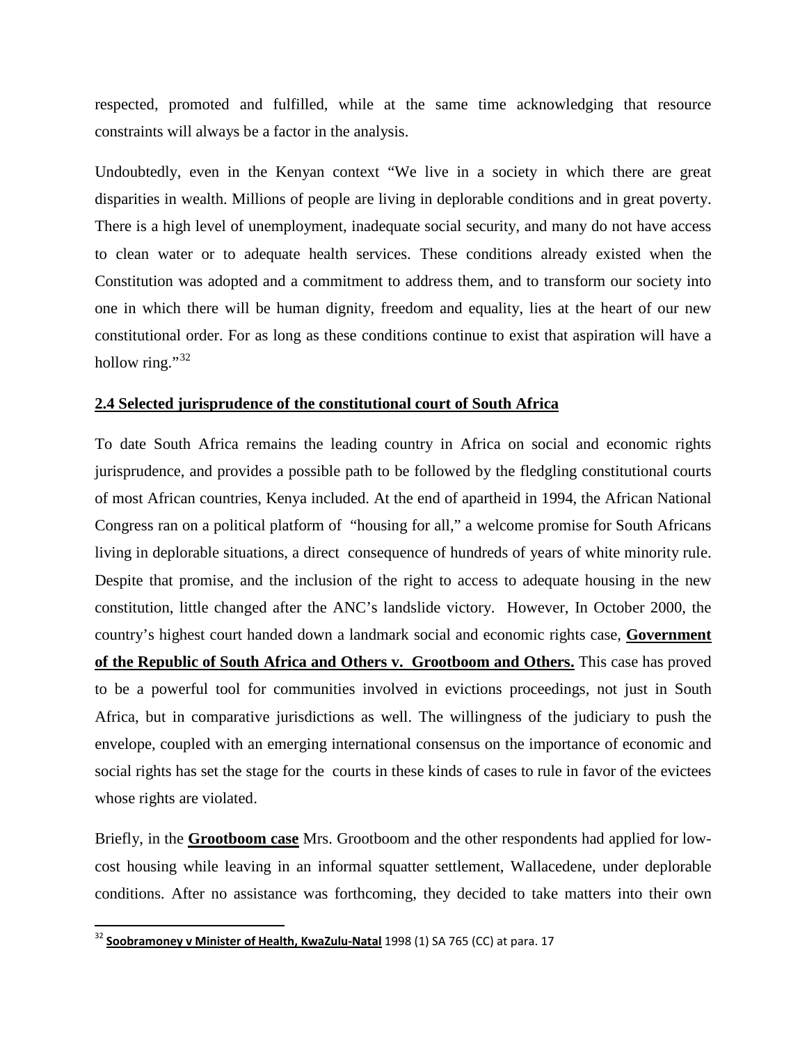respected, promoted and fulfilled, while at the same time acknowledging that resource constraints will always be a factor in the analysis.

Undoubtedly, even in the Kenyan context "We live in a society in which there are great disparities in wealth. Millions of people are living in deplorable conditions and in great poverty. There is a high level of unemployment, inadequate social security, and many do not have access to clean water or to adequate health services. These conditions already existed when the Constitution was adopted and a commitment to address them, and to transform our society into one in which there will be human dignity, freedom and equality, lies at the heart of our new constitutional order. For as long as these conditions continue to exist that aspiration will have a hollow ring."[32]

## <u>**2.4 Selected jurisprudence of the constitutional court of South Africa**</u>

To date South Africa remains the leading country in Africa on social and economic rights jurisprudence, and provides a possible path to be followed by the fledgling constitutional courts of most African countries, Kenya included. At the end of apartheid in 1994, the African National Congress ran on a political platform of "housing for all," a welcome promise for South Africans living in deplorable situations, a direct consequence of hundreds of years of white minority rule. Despite that promise, and the inclusion of the right to access to adequate housing in the new constitution, little changed after the ANC's landslide victory. However, In October 2000, the country's highest court handed down a landmark social and economic rights case, <u>**Government of the Republic of South Africa and Others v. Grootboom and Others.**</u> This case has proved to be a powerful tool for communities involved in evictions proceedings, not just in South Africa, but in comparative jurisdictions as well. The willingness of the judiciary to push the envelope, coupled with an emerging international consensus on the importance of economic and social rights has set the stage for the courts in these kinds of cases to rule in favor of the evictees whose rights are violated.

Briefly, in the <u>**Grootboom case**</u> Mrs. Grootboom and the other respondents had applied for low-cost housing while leaving in an informal squatter settlement, Wallacedene, under deplorable conditions. After no assistance was forthcoming, they decided to take matters into their own

---

[32] <u>**Soobramoney v Minister of Health, KwaZulu-Natal**</u> 1998 (1) SA 765 (CC) at para. 17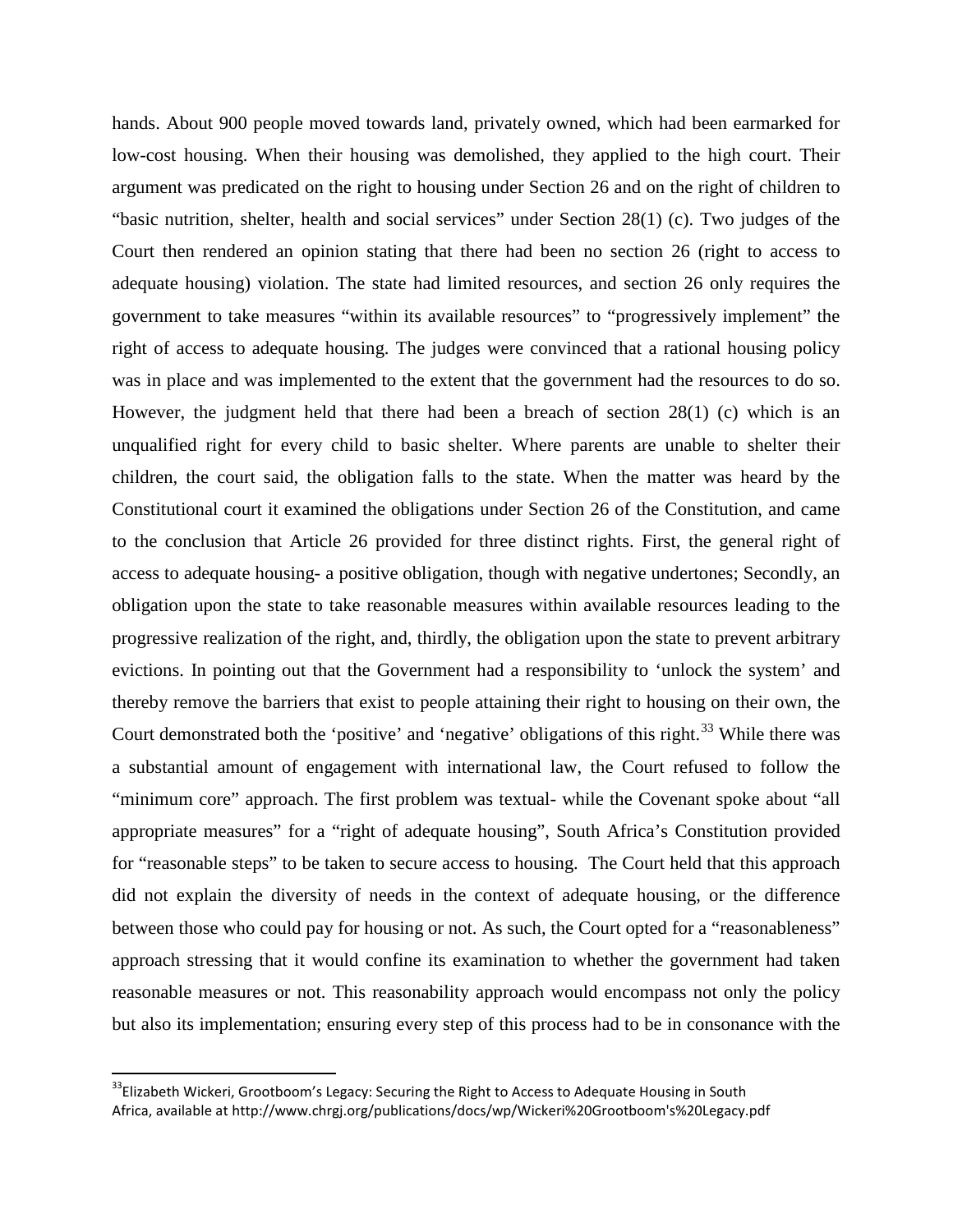hands. About 900 people moved towards land, privately owned, which had been earmarked for low-cost housing. When their housing was demolished, they applied to the high court. Their argument was predicated on the right to housing under Section 26 and on the right of children to "basic nutrition, shelter, health and social services" under Section 28(1) (c). Two judges of the Court then rendered an opinion stating that there had been no section 26 (right to access to adequate housing) violation. The state had limited resources, and section 26 only requires the government to take measures "within its available resources" to "progressively implement" the right of access to adequate housing. The judges were convinced that a rational housing policy was in place and was implemented to the extent that the government had the resources to do so. However, the judgment held that there had been a breach of section 28(1) (c) which is an unqualified right for every child to basic shelter. Where parents are unable to shelter their children, the court said, the obligation falls to the state. When the matter was heard by the Constitutional court it examined the obligations under Section 26 of the Constitution, and came to the conclusion that Article 26 provided for three distinct rights. First, the general right of access to adequate housing- a positive obligation, though with negative undertones; Secondly, an obligation upon the state to take reasonable measures within available resources leading to the progressive realization of the right, and, thirdly, the obligation upon the state to prevent arbitrary evictions. In pointing out that the Government had a responsibility to 'unlock the system' and thereby remove the barriers that exist to people attaining their right to housing on their own, the Court demonstrated both the 'positive' and 'negative' obligations of this right.[33] While there was a substantial amount of engagement with international law, the Court refused to follow the "minimum core" approach. The first problem was textual- while the Covenant spoke about "all appropriate measures" for a "right of adequate housing", South Africa's Constitution provided for "reasonable steps" to be taken to secure access to housing. The Court held that this approach did not explain the diversity of needs in the context of adequate housing, or the difference between those who could pay for housing or not. As such, the Court opted for a "reasonableness" approach stressing that it would confine its examination to whether the government had taken reasonable measures or not. This reasonability approach would encompass not only the policy but also its implementation; ensuring every step of this process had to be in consonance with the

---

[33] Elizabeth Wickeri, Grootboom's Legacy: Securing the Right to Access to Adequate Housing in South Africa, available at http://www.chrgj.org/publications/docs/wp/Wickeri%20Grootboom's%20Legacy.pdf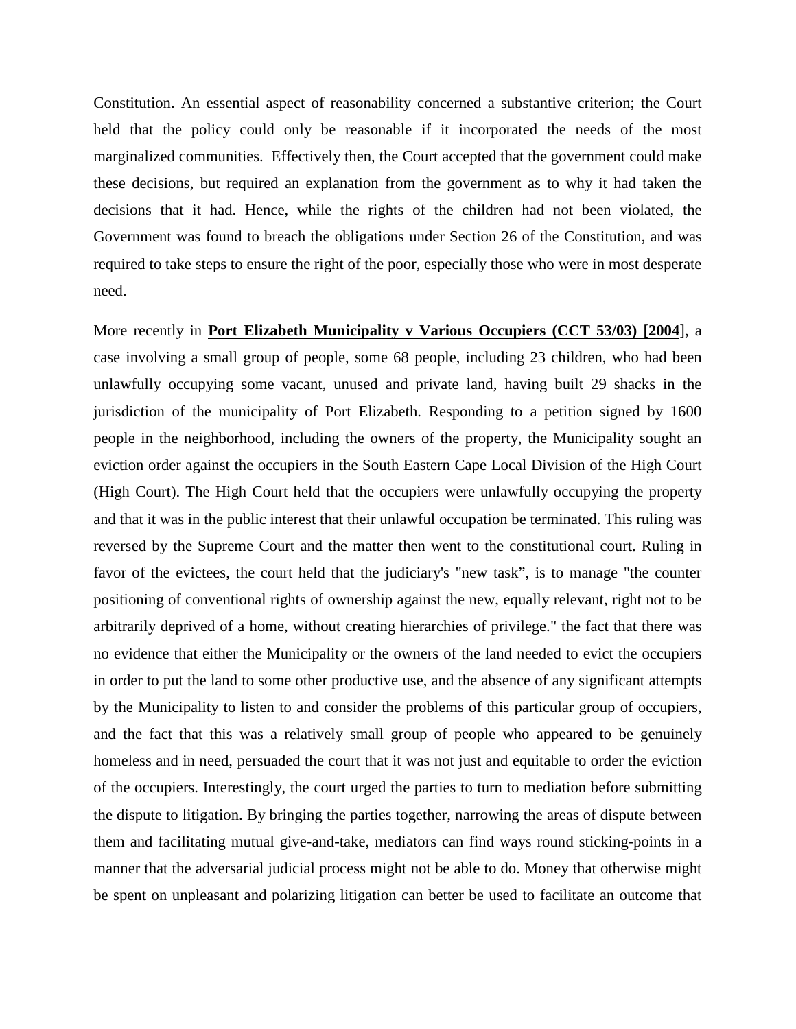Constitution. An essential aspect of reasonability concerned a substantive criterion; the Court held that the policy could only be reasonable if it incorporated the needs of the most marginalized communities. Effectively then, the Court accepted that the government could make these decisions, but required an explanation from the government as to why it had taken the decisions that it had. Hence, while the rights of the children had not been violated, the Government was found to breach the obligations under Section 26 of the Constitution, and was required to take steps to ensure the right of the poor, especially those who were in most desperate need.

More recently in **Port Elizabeth Municipality v Various Occupiers (CCT 53/03) [2004**], a case involving a small group of people, some 68 people, including 23 children, who had been unlawfully occupying some vacant, unused and private land, having built 29 shacks in the jurisdiction of the municipality of Port Elizabeth. Responding to a petition signed by 1600 people in the neighborhood, including the owners of the property, the Municipality sought an eviction order against the occupiers in the South Eastern Cape Local Division of the High Court (High Court). The High Court held that the occupiers were unlawfully occupying the property and that it was in the public interest that their unlawful occupation be terminated. This ruling was reversed by the Supreme Court and the matter then went to the constitutional court. Ruling in favor of the evictees, the court held that the judiciary's "new task", is to manage "the counter positioning of conventional rights of ownership against the new, equally relevant, right not to be arbitrarily deprived of a home, without creating hierarchies of privilege." the fact that there was no evidence that either the Municipality or the owners of the land needed to evict the occupiers in order to put the land to some other productive use, and the absence of any significant attempts by the Municipality to listen to and consider the problems of this particular group of occupiers, and the fact that this was a relatively small group of people who appeared to be genuinely homeless and in need, persuaded the court that it was not just and equitable to order the eviction of the occupiers. Interestingly, the court urged the parties to turn to mediation before submitting the dispute to litigation. By bringing the parties together, narrowing the areas of dispute between them and facilitating mutual give-and-take, mediators can find ways round sticking-points in a manner that the adversarial judicial process might not be able to do. Money that otherwise might be spent on unpleasant and polarizing litigation can better be used to facilitate an outcome that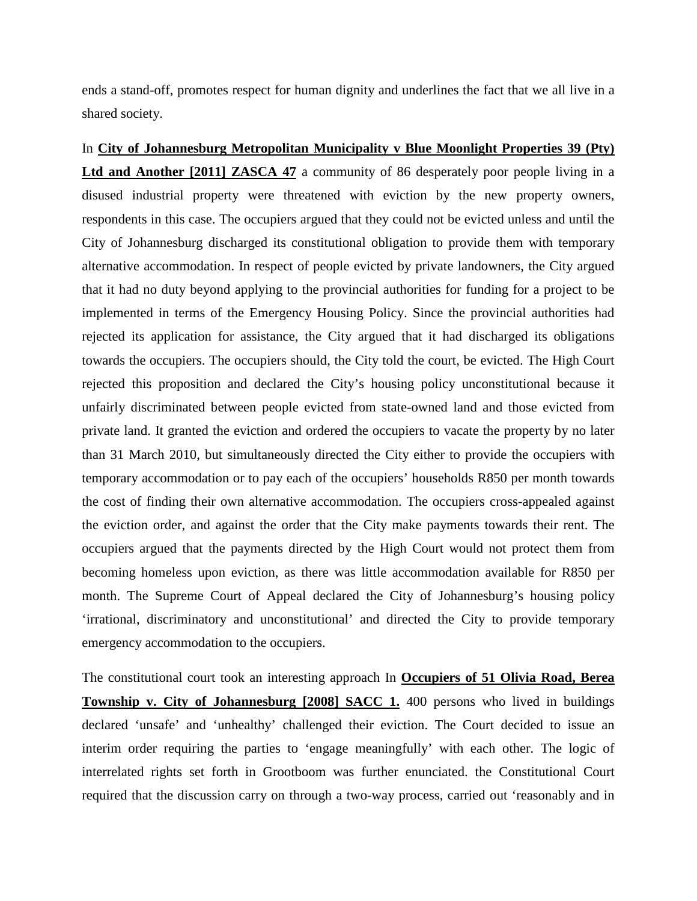ends a stand-off, promotes respect for human dignity and underlines the fact that we all live in a shared society.

In **City of Johannesburg Metropolitan Municipality v Blue Moonlight Properties 39 (Pty) Ltd and Another [2011] ZASCA 47** a community of 86 desperately poor people living in a disused industrial property were threatened with eviction by the new property owners, respondents in this case. The occupiers argued that they could not be evicted unless and until the City of Johannesburg discharged its constitutional obligation to provide them with temporary alternative accommodation. In respect of people evicted by private landowners, the City argued that it had no duty beyond applying to the provincial authorities for funding for a project to be implemented in terms of the Emergency Housing Policy. Since the provincial authorities had rejected its application for assistance, the City argued that it had discharged its obligations towards the occupiers. The occupiers should, the City told the court, be evicted. The High Court rejected this proposition and declared the City's housing policy unconstitutional because it unfairly discriminated between people evicted from state-owned land and those evicted from private land. It granted the eviction and ordered the occupiers to vacate the property by no later than 31 March 2010, but simultaneously directed the City either to provide the occupiers with temporary accommodation or to pay each of the occupiers' households R850 per month towards the cost of finding their own alternative accommodation. The occupiers cross-appealed against the eviction order, and against the order that the City make payments towards their rent. The occupiers argued that the payments directed by the High Court would not protect them from becoming homeless upon eviction, as there was little accommodation available for R850 per month. The Supreme Court of Appeal declared the City of Johannesburg's housing policy 'irrational, discriminatory and unconstitutional' and directed the City to provide temporary emergency accommodation to the occupiers.

The constitutional court took an interesting approach In **Occupiers of 51 Olivia Road, Berea Township v. City of Johannesburg [2008] SACC 1.** 400 persons who lived in buildings declared 'unsafe' and 'unhealthy' challenged their eviction. The Court decided to issue an interim order requiring the parties to 'engage meaningfully' with each other. The logic of interrelated rights set forth in Grootboom was further enunciated. the Constitutional Court required that the discussion carry on through a two-way process, carried out 'reasonably and in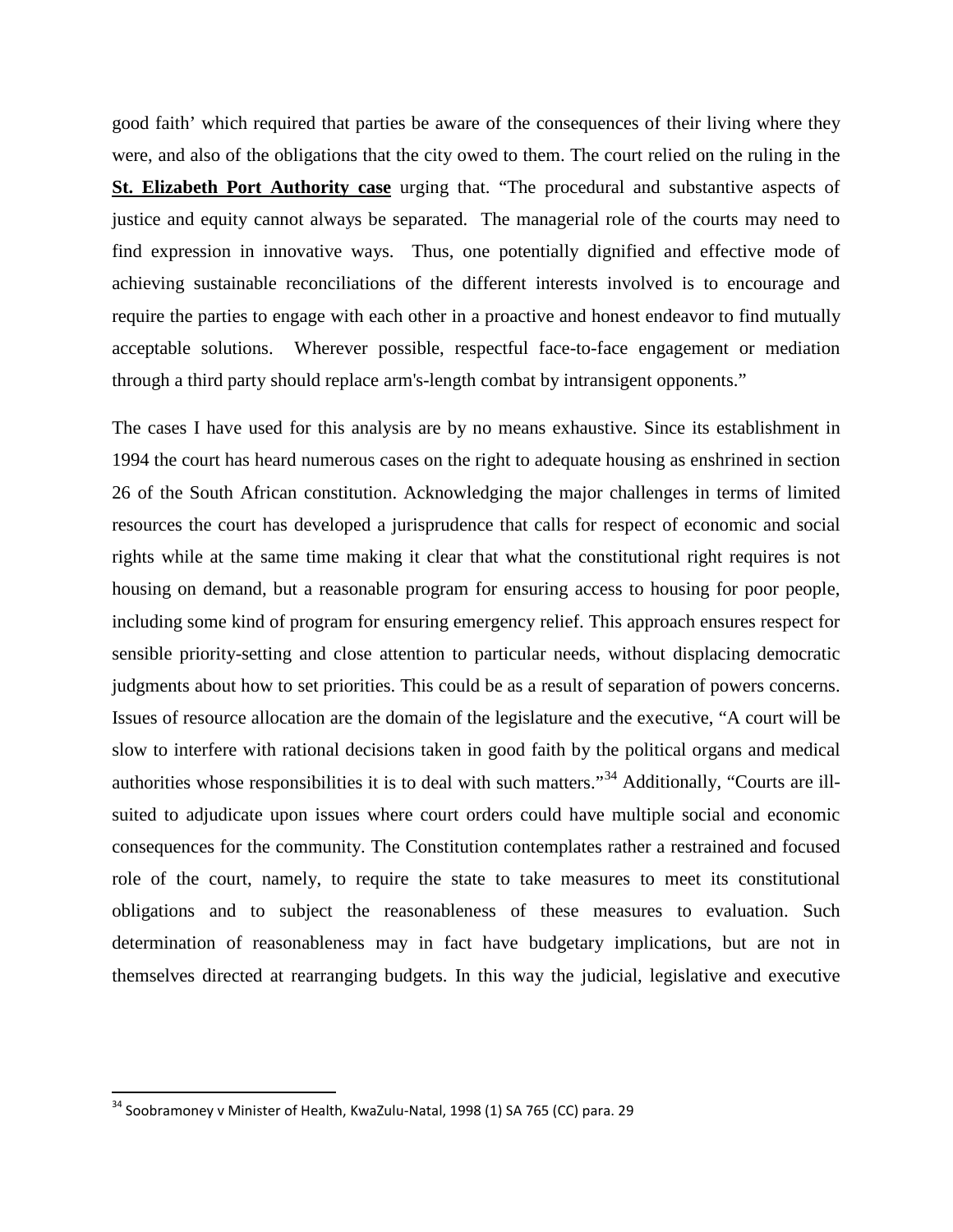good faith' which required that parties be aware of the consequences of their living where they were, and also of the obligations that the city owed to them. The court relied on the ruling in the **St. Elizabeth Port Authority case** urging that. "The procedural and substantive aspects of justice and equity cannot always be separated. The managerial role of the courts may need to find expression in innovative ways. Thus, one potentially dignified and effective mode of achieving sustainable reconciliations of the different interests involved is to encourage and require the parties to engage with each other in a proactive and honest endeavor to find mutually acceptable solutions. Wherever possible, respectful face-to-face engagement or mediation through a third party should replace arm's-length combat by intransigent opponents."

The cases I have used for this analysis are by no means exhaustive. Since its establishment in 1994 the court has heard numerous cases on the right to adequate housing as enshrined in section 26 of the South African constitution. Acknowledging the major challenges in terms of limited resources the court has developed a jurisprudence that calls for respect of economic and social rights while at the same time making it clear that what the constitutional right requires is not housing on demand, but a reasonable program for ensuring access to housing for poor people, including some kind of program for ensuring emergency relief. This approach ensures respect for sensible priority-setting and close attention to particular needs, without displacing democratic judgments about how to set priorities. This could be as a result of separation of powers concerns. Issues of resource allocation are the domain of the legislature and the executive, "A court will be slow to interfere with rational decisions taken in good faith by the political organs and medical authorities whose responsibilities it is to deal with such matters."[34] Additionally, "Courts are ill-suited to adjudicate upon issues where court orders could have multiple social and economic consequences for the community. The Constitution contemplates rather a restrained and focused role of the court, namely, to require the state to take measures to meet its constitutional obligations and to subject the reasonableness of these measures to evaluation. Such determination of reasonableness may in fact have budgetary implications, but are not in themselves directed at rearranging budgets. In this way the judicial, legislative and executive

[34] Soobramoney v Minister of Health, KwaZulu-Natal, 1998 (1) SA 765 (CC) para. 29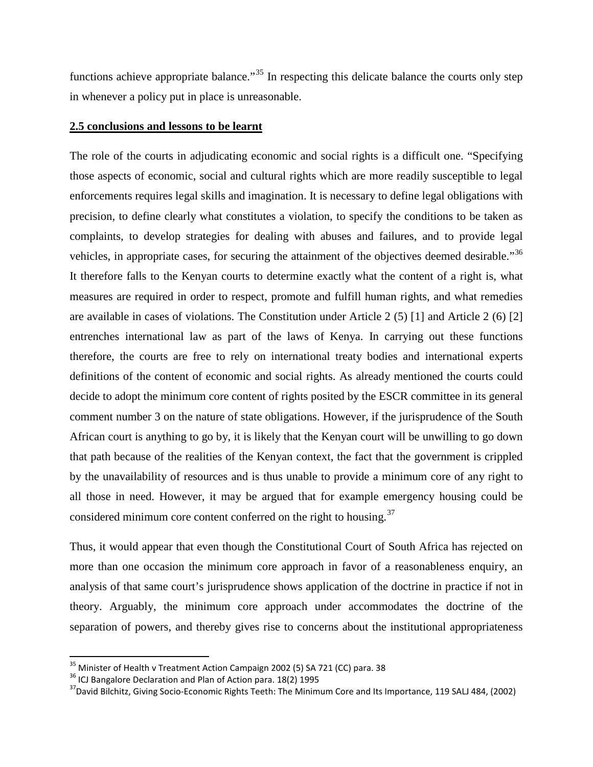functions achieve appropriate balance."[35] In respecting this delicate balance the courts only step in whenever a policy put in place is unreasonable.

## 2.5 conclusions and lessons to be learnt

The role of the courts in adjudicating economic and social rights is a difficult one. "Specifying those aspects of economic, social and cultural rights which are more readily susceptible to legal enforcements requires legal skills and imagination. It is necessary to define legal obligations with precision, to define clearly what constitutes a violation, to specify the conditions to be taken as complaints, to develop strategies for dealing with abuses and failures, and to provide legal vehicles, in appropriate cases, for securing the attainment of the objectives deemed desirable."[36] It therefore falls to the Kenyan courts to determine exactly what the content of a right is, what measures are required in order to respect, promote and fulfill human rights, and what remedies are available in cases of violations. The Constitution under Article 2 (5) [1] and Article 2 (6) [2] entrenches international law as part of the laws of Kenya. In carrying out these functions therefore, the courts are free to rely on international treaty bodies and international experts definitions of the content of economic and social rights. As already mentioned the courts could decide to adopt the minimum core content of rights posited by the ESCR committee in its general comment number 3 on the nature of state obligations. However, if the jurisprudence of the South African court is anything to go by, it is likely that the Kenyan court will be unwilling to go down that path because of the realities of the Kenyan context, the fact that the government is crippled by the unavailability of resources and is thus unable to provide a minimum core of any right to all those in need. However, it may be argued that for example emergency housing could be considered minimum core content conferred on the right to housing.[37]

Thus, it would appear that even though the Constitutional Court of South Africa has rejected on more than one occasion the minimum core approach in favor of a reasonableness enquiry, an analysis of that same court's jurisprudence shows application of the doctrine in practice if not in theory. Arguably, the minimum core approach under accommodates the doctrine of the separation of powers, and thereby gives rise to concerns about the institutional appropriateness

---

[35] Minister of Health v Treatment Action Campaign 2002 (5) SA 721 (CC) para. 38

[36] ICJ Bangalore Declaration and Plan of Action para. 18(2) 1995

[37] David Bilchitz, Giving Socio-Economic Rights Teeth: The Minimum Core and Its Importance, 119 SALJ 484, (2002)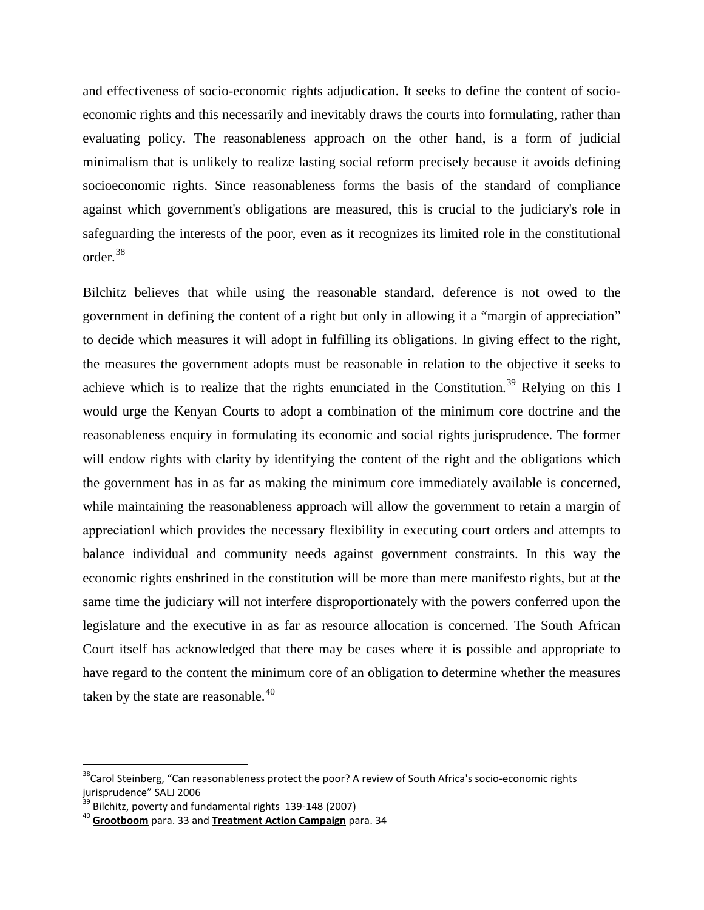and effectiveness of socio-economic rights adjudication. It seeks to define the content of socio-economic rights and this necessarily and inevitably draws the courts into formulating, rather than evaluating policy. The reasonableness approach on the other hand, is a form of judicial minimalism that is unlikely to realize lasting social reform precisely because it avoids defining socioeconomic rights. Since reasonableness forms the basis of the standard of compliance against which government's obligations are measured, this is crucial to the judiciary's role in safeguarding the interests of the poor, even as it recognizes its limited role in the constitutional order.[38]

Bilchitz believes that while using the reasonable standard, deference is not owed to the government in defining the content of a right but only in allowing it a "margin of appreciation" to decide which measures it will adopt in fulfilling its obligations. In giving effect to the right, the measures the government adopts must be reasonable in relation to the objective it seeks to achieve which is to realize that the rights enunciated in the Constitution.[39] Relying on this I would urge the Kenyan Courts to adopt a combination of the minimum core doctrine and the reasonableness enquiry in formulating its economic and social rights jurisprudence. The former will endow rights with clarity by identifying the content of the right and the obligations which the government has in as far as making the minimum core immediately available is concerned, while maintaining the reasonableness approach will allow the government to retain a margin of appreciation‖ which provides the necessary flexibility in executing court orders and attempts to balance individual and community needs against government constraints. In this way the economic rights enshrined in the constitution will be more than mere manifesto rights, but at the same time the judiciary will not interfere disproportionately with the powers conferred upon the legislature and the executive in as far as resource allocation is concerned. The South African Court itself has acknowledged that there may be cases where it is possible and appropriate to have regard to the content the minimum core of an obligation to determine whether the measures taken by the state are reasonable.[40]

---

[38] Carol Steinberg, "Can reasonableness protect the poor? A review of South Africa's socio-economic rights jurisprudence" SALJ 2006

[39] Bilchitz, poverty and fundamental rights 139-148 (2007)

[40] **Grootboom** para. 33 and **Treatment Action Campaign** para. 34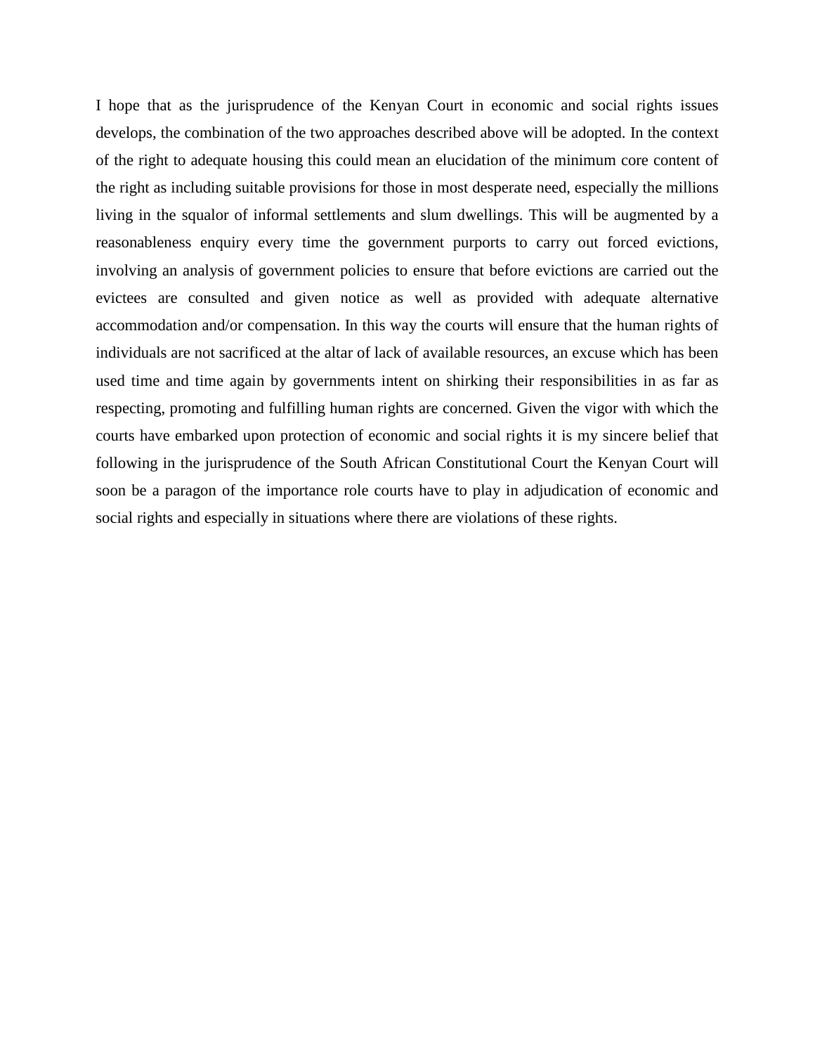I hope that as the jurisprudence of the Kenyan Court in economic and social rights issues develops, the combination of the two approaches described above will be adopted. In the context of the right to adequate housing this could mean an elucidation of the minimum core content of the right as including suitable provisions for those in most desperate need, especially the millions living in the squalor of informal settlements and slum dwellings. This will be augmented by a reasonableness enquiry every time the government purports to carry out forced evictions, involving an analysis of government policies to ensure that before evictions are carried out the evictees are consulted and given notice as well as provided with adequate alternative accommodation and/or compensation. In this way the courts will ensure that the human rights of individuals are not sacrificed at the altar of lack of available resources, an excuse which has been used time and time again by governments intent on shirking their responsibilities in as far as respecting, promoting and fulfilling human rights are concerned. Given the vigor with which the courts have embarked upon protection of economic and social rights it is my sincere belief that following in the jurisprudence of the South African Constitutional Court the Kenyan Court will soon be a paragon of the importance role courts have to play in adjudication of economic and social rights and especially in situations where there are violations of these rights.